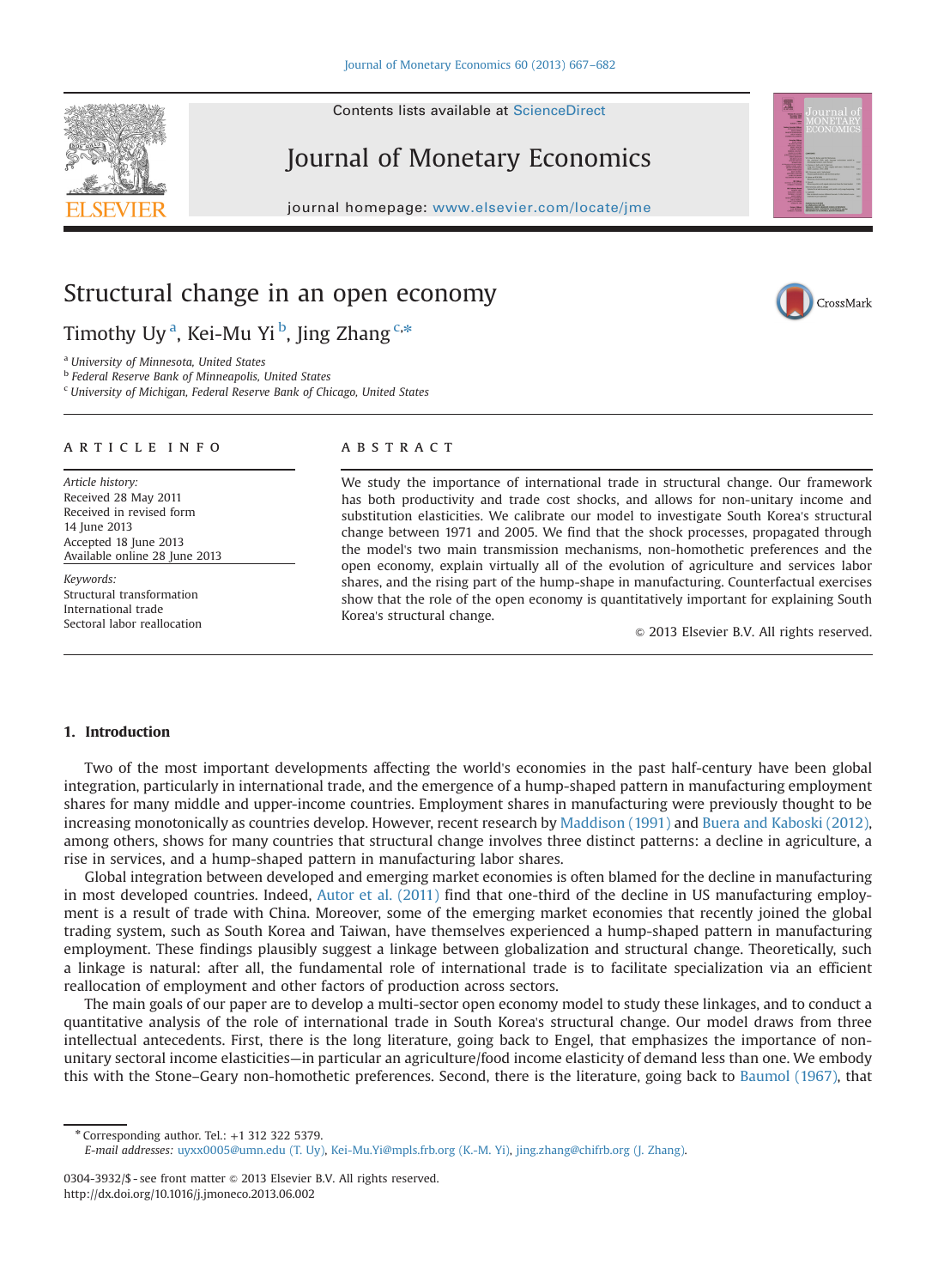# Structural change in an open economy

Timothy Uy [a], Kei-Mu Yi [b], Jing Zhang [c,*]

[a] University of Minnesota, United States
[b] Federal Reserve Bank of Minneapolis, United States
[c] University of Michigan, Federal Reserve Bank of Chicago, United States

## ARTICLE INFO

*Article history:*
Received 28 May 2011
Received in revised form
14 June 2013
Accepted 18 June 2013
Available online 28 June 2013

*Keywords:*
Structural transformation
International trade
Sectoral labor reallocation

## ABSTRACT

We study the importance of international trade in structural change. Our framework has both productivity and trade cost shocks, and allows for non-unitary income and substitution elasticities. We calibrate our model to investigate South Korea's structural change between 1971 and 2005. We find that the shock processes, propagated through the model's two main transmission mechanisms, non-homothetic preferences and the open economy, explain virtually all of the evolution of agriculture and services labor shares, and the rising part of the hump-shape in manufacturing. Counterfactual exercises show that the role of the open economy is quantitatively important for explaining South Korea's structural change.

© 2013 Elsevier B.V. All rights reserved.

## 1. Introduction

Two of the most important developments affecting the world's economies in the past half-century have been global integration, particularly in international trade, and the emergence of a hump-shaped pattern in manufacturing employment shares for many middle and upper-income countries. Employment shares in manufacturing were previously thought to be increasing monotonically as countries develop. However, recent research by Maddison (1991) and Buera and Kaboski (2012), among others, shows for many countries that structural change involves three distinct patterns: a decline in agriculture, a rise in services, and a hump-shaped pattern in manufacturing labor shares.

Global integration between developed and emerging market economies is often blamed for the decline in manufacturing in most developed countries. Indeed, Autor et al. (2011) find that one-third of the decline in US manufacturing employment is a result of trade with China. Moreover, some of the emerging market economies that recently joined the global trading system, such as South Korea and Taiwan, have themselves experienced a hump-shaped pattern in manufacturing employment. These findings plausibly suggest a linkage between globalization and structural change. Theoretically, such a linkage is natural: after all, the fundamental role of international trade is to facilitate specialization via an efficient reallocation of employment and other factors of production across sectors.

The main goals of our paper are to develop a multi-sector open economy model to study these linkages, and to conduct a quantitative analysis of the role of international trade in South Korea's structural change. Our model draws from three intellectual antecedents. First, there is the long literature, going back to Engel, that emphasizes the importance of non-unitary sectoral income elasticities—in particular an agriculture/food income elasticity of demand less than one. We embody this with the Stone–Geary non-homothetic preferences. Second, there is the literature, going back to Baumol (1967), that

* Corresponding author. Tel.: +1 312 322 5379.
*E-mail addresses:* uyxx0005@umn.edu (T. Uy), Kei-Mu.Yi@mpls.frb.org (K.-M. Yi), jing.zhang@chifrb.org (J. Zhang).

0304-3932/$ - see front matter © 2013 Elsevier B.V. All rights reserved.
http://dx.doi.org/10.1016/j.jmoneco.2013.06.002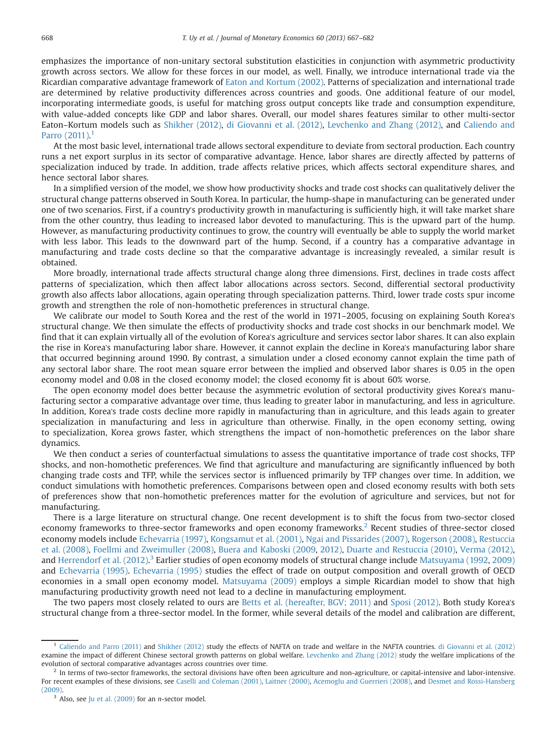emphasizes the importance of non-unitary sectoral substitution elasticities in conjunction with asymmetric productivity growth across sectors. We allow for these forces in our model, as well. Finally, we introduce international trade via the Ricardian comparative advantage framework of Eaton and Kortum (2002). Patterns of specialization and international trade are determined by relative productivity differences across countries and goods. One additional feature of our model, incorporating intermediate goods, is useful for matching gross output concepts like trade and consumption expenditure, with value-added concepts like GDP and labor shares. Overall, our model shares features similar to other multi-sector Eaton–Kortum models such as Shikher (2012), di Giovanni et al. (2012), Levchenko and Zhang (2012), and Caliendo and Parro (2011).[1]

At the most basic level, international trade allows sectoral expenditure to deviate from sectoral production. Each country runs a net export surplus in its sector of comparative advantage. Hence, labor shares are directly affected by patterns of specialization induced by trade. In addition, trade affects relative prices, which affects sectoral expenditure shares, and hence sectoral labor shares.

In a simplified version of the model, we show how productivity shocks and trade cost shocks can qualitatively deliver the structural change patterns observed in South Korea. In particular, the hump-shape in manufacturing can be generated under one of two scenarios. First, if a country's productivity growth in manufacturing is sufficiently high, it will take market share from the other country, thus leading to increased labor devoted to manufacturing. This is the upward part of the hump. However, as manufacturing productivity continues to grow, the country will eventually be able to supply the world market with less labor. This leads to the downward part of the hump. Second, if a country has a comparative advantage in manufacturing and trade costs decline so that the comparative advantage is increasingly revealed, a similar result is obtained.

More broadly, international trade affects structural change along three dimensions. First, declines in trade costs affect patterns of specialization, which then affect labor allocations across sectors. Second, differential sectoral productivity growth also affects labor allocations, again operating through specialization patterns. Third, lower trade costs spur income growth and strengthen the role of non-homothetic preferences in structural change.

We calibrate our model to South Korea and the rest of the world in 1971–2005, focusing on explaining South Korea's structural change. We then simulate the effects of productivity shocks and trade cost shocks in our benchmark model. We find that it can explain virtually all of the evolution of Korea's agriculture and services sector labor shares. It can also explain the rise in Korea's manufacturing labor share. However, it cannot explain the decline in Korea's manufacturing labor share that occurred beginning around 1990. By contrast, a simulation under a closed economy cannot explain the time path of any sectoral labor share. The root mean square error between the implied and observed labor shares is 0.05 in the open economy model and 0.08 in the closed economy model; the closed economy fit is about 60% worse.

The open economy model does better because the asymmetric evolution of sectoral productivity gives Korea's manufacturing sector a comparative advantage over time, thus leading to greater labor in manufacturing, and less in agriculture. In addition, Korea's trade costs decline more rapidly in manufacturing than in agriculture, and this leads again to greater specialization in manufacturing and less in agriculture than otherwise. Finally, in the open economy setting, owing to specialization, Korea grows faster, which strengthens the impact of non-homothetic preferences on the labor share dynamics.

We then conduct a series of counterfactual simulations to assess the quantitative importance of trade cost shocks, TFP shocks, and non-homothetic preferences. We find that agriculture and manufacturing are significantly influenced by both changing trade costs and TFP, while the services sector is influenced primarily by TFP changes over time. In addition, we conduct simulations with homothetic preferences. Comparisons between open and closed economy results with both sets of preferences show that non-homothetic preferences matter for the evolution of agriculture and services, but not for manufacturing.

There is a large literature on structural change. One recent development is to shift the focus from two-sector closed economy frameworks to three-sector frameworks and open economy frameworks.[2] Recent studies of three-sector closed economy models include Echevarria (1997), Kongsamut et al. (2001), Ngai and Pissarides (2007), Rogerson (2008), Restuccia et al. (2008), Foellmi and Zweimuller (2008), Buera and Kaboski (2009, 2012), Duarte and Restuccia (2010), Verma (2012), and Herrendorf et al. (2012).[3] Earlier studies of open economy models of structural change include Matsuyama (1992, 2009) and Echevarria (1995). Echevarria (1995) studies the effect of trade on output composition and overall growth of OECD economies in a small open economy model. Matsuyama (2009) employs a simple Ricardian model to show that high manufacturing productivity growth need not lead to a decline in manufacturing employment.

The two papers most closely related to ours are Betts et al. (hereafter, BGV; 2011) and Sposi (2012). Both study Korea's structural change from a three-sector model. In the former, while several details of the model and calibration are different,

---

[1] Caliendo and Parro (2011) and Shikher (2012) study the effects of NAFTA on trade and welfare in the NAFTA countries. di Giovanni et al. (2012) examine the impact of different Chinese sectoral growth patterns on global welfare. Levchenko and Zhang (2012) study the welfare implications of the evolution of sectoral comparative advantages across countries over time.

[2] In terms of two-sector frameworks, the sectoral divisions have often been agriculture and non-agriculture, or capital-intensive and labor-intensive. For recent examples of these divisions, see Caselli and Coleman (2001), Laitner (2000), Acemoglu and Guerrieri (2008), and Desmet and Rossi-Hansberg (2009).

[3] Also, see Ju et al. (2009) for an *n*-sector model.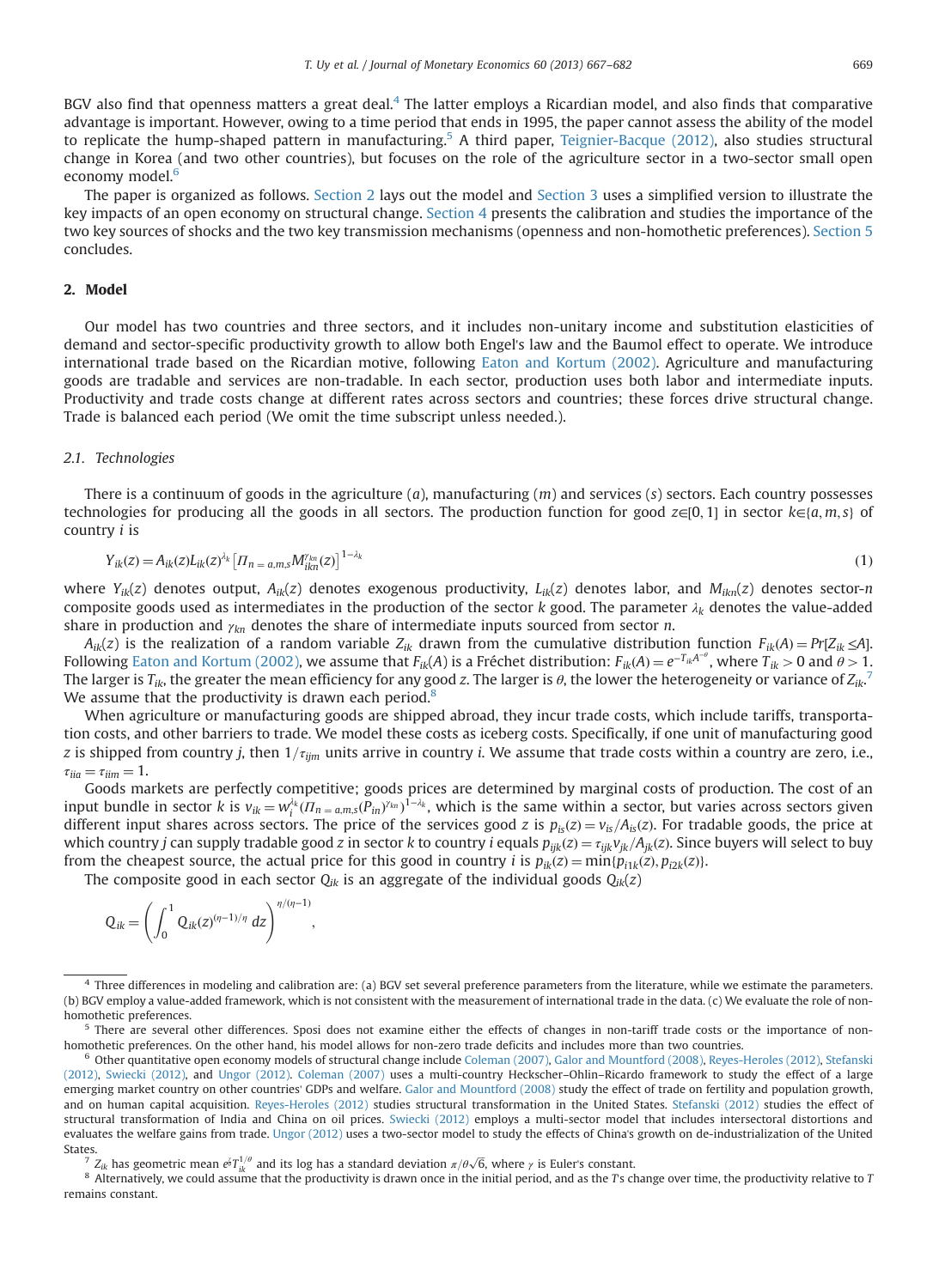BGV also find that openness matters a great deal.[4] The latter employs a Ricardian model, and also finds that comparative advantage is important. However, owing to a time period that ends in 1995, the paper cannot assess the ability of the model to replicate the hump-shaped pattern in manufacturing.[5] A third paper, Teignier-Bacque (2012), also studies structural change in Korea (and two other countries), but focuses on the role of the agriculture sector in a two-sector small open economy model.[6]

The paper is organized as follows. Section 2 lays out the model and Section 3 uses a simplified version to illustrate the key impacts of an open economy on structural change. Section 4 presents the calibration and studies the importance of the two key sources of shocks and the two key transmission mechanisms (openness and non-homothetic preferences). Section 5 concludes.

## 2. Model

Our model has two countries and three sectors, and it includes non-unitary income and substitution elasticities of demand and sector-specific productivity growth to allow both Engel's law and the Baumol effect to operate. We introduce international trade based on the Ricardian motive, following Eaton and Kortum (2002). Agriculture and manufacturing goods are tradable and services are non-tradable. In each sector, production uses both labor and intermediate inputs. Productivity and trade costs change at different rates across sectors and countries; these forces drive structural change. Trade is balanced each period (We omit the time subscript unless needed.).

### 2.1. Technologies

There is a continuum of goods in the agriculture ($a$), manufacturing ($m$) and services ($s$) sectors. Each country possesses technologies for producing all the goods in all sectors. The production function for good $z \in [0,1]$ in sector $k \in \{a, m, s\}$ of country $i$ is

$$Y_{ik}(z) = A_{ik}(z) L_{ik}(z)^{\lambda_k} \left[ \Pi_{n=a,m,s} M_{ikn}^{\gamma_{kn}}(z) \right]^{1-\lambda_k} \tag{1}$$

where $Y_{ik}(z)$ denotes output, $A_{ik}(z)$ denotes exogenous productivity, $L_{ik}(z)$ denotes labor, and $M_{ikn}(z)$ denotes sector-$n$ composite goods used as intermediates in the production of the sector $k$ good. The parameter $\lambda_k$ denotes the value-added share in production and $\gamma_{kn}$ denotes the share of intermediate inputs sourced from sector $n$.

$A_{ik}(z)$ is the realization of a random variable $Z_{ik}$ drawn from the cumulative distribution function $F_{ik}(A) = Pr[Z_{ik} \leq A]$. Following Eaton and Kortum (2002), we assume that $F_{ik}(A)$ is a Fréchet distribution: $F_{ik}(A) = e^{-T_{ik}A^{-\theta}}$, where $T_{ik} > 0$ and $\theta > 1$. The larger is $T_{ik}$, the greater the mean efficiency for any good $z$. The larger is $\theta$, the lower the heterogeneity or variance of $Z_{ik}$.[7] We assume that the productivity is drawn each period.[8]

When agriculture or manufacturing goods are shipped abroad, they incur trade costs, which include tariffs, transportation costs, and other barriers to trade. We model these costs as iceberg costs. Specifically, if one unit of manufacturing good $z$ is shipped from country $j$, then $1/\tau_{ijm}$ units arrive in country $i$. We assume that trade costs within a country are zero, i.e., $\tau_{iia} = \tau_{iim} = 1$.

Goods markets are perfectly competitive; goods prices are determined by marginal costs of production. The cost of an input bundle in sector $k$ is $v_{ik} = w_i^{\lambda_k} (\Pi_{n=a,m,s} (P_{in})^{\gamma_{kn}})^{1-\lambda_k}$, which is the same within a sector, but varies across sectors given different input shares across sectors. The price of the services good $z$ is $p_{is}(z) = v_{is}/A_{is}(z)$. For tradable goods, the price at which country $j$ can supply tradable good $z$ in sector $k$ to country $i$ equals $p_{ijk}(z) = \tau_{ijk} v_{jk}/A_{jk}(z)$. Since buyers will select to buy from the cheapest source, the actual price for this good in country $i$ is $p_{ik}(z) = \min\{p_{i1k}(z), p_{i2k}(z)\}$.

The composite good in each sector $Q_{ik}$ is an aggregate of the individual goods $Q_{ik}(z)$

$$Q_{ik} = \left( \int_0^1 Q_{ik}(z)^{(\eta-1)/\eta} \, dz \right)^{\eta/(\eta-1)},$$

---

[4] Three differences in modeling and calibration are: (a) BGV set several preference parameters from the literature, while we estimate the parameters. (b) BGV employ a value-added framework, which is not consistent with the measurement of international trade in the data. (c) We evaluate the role of non-homothetic preferences.

[5] There are several other differences. Sposi does not examine either the effects of changes in non-tariff trade costs or the importance of non-homothetic preferences. On the other hand, his model allows for non-zero trade deficits and includes more than two countries.

[6] Other quantitative open economy models of structural change include Coleman (2007), Galor and Mountford (2008), Reyes-Heroles (2012), Stefanski (2012), Swiecki (2012), and Ungor (2012). Coleman (2007) uses a multi-country Heckscher–Ohlin–Ricardo framework to study the effect of a large emerging market country on other countries' GDPs and welfare. Galor and Mountford (2008) study the effect of trade on fertility and population growth, and on human capital acquisition. Reyes-Heroles (2012) studies structural transformation in the United States. Stefanski (2012) studies the effect of structural transformation of India and China on oil prices. Swiecki (2012) employs a multi-sector model that includes intersectoral distortions and evaluates the welfare gains from trade. Ungor (2012) uses a two-sector model to study the effects of China's growth on de-industrialization of the United States.

[7] $Z_{ik}$ has geometric mean $e^{\varsigma} T_{ik}^{1/\theta}$ and its log has a standard deviation $\pi/\theta\sqrt{6}$, where $\gamma$ is Euler's constant.

[8] Alternatively, we could assume that the productivity is drawn once in the initial period, and as the $T$'s change over time, the productivity relative to $T$ remains constant.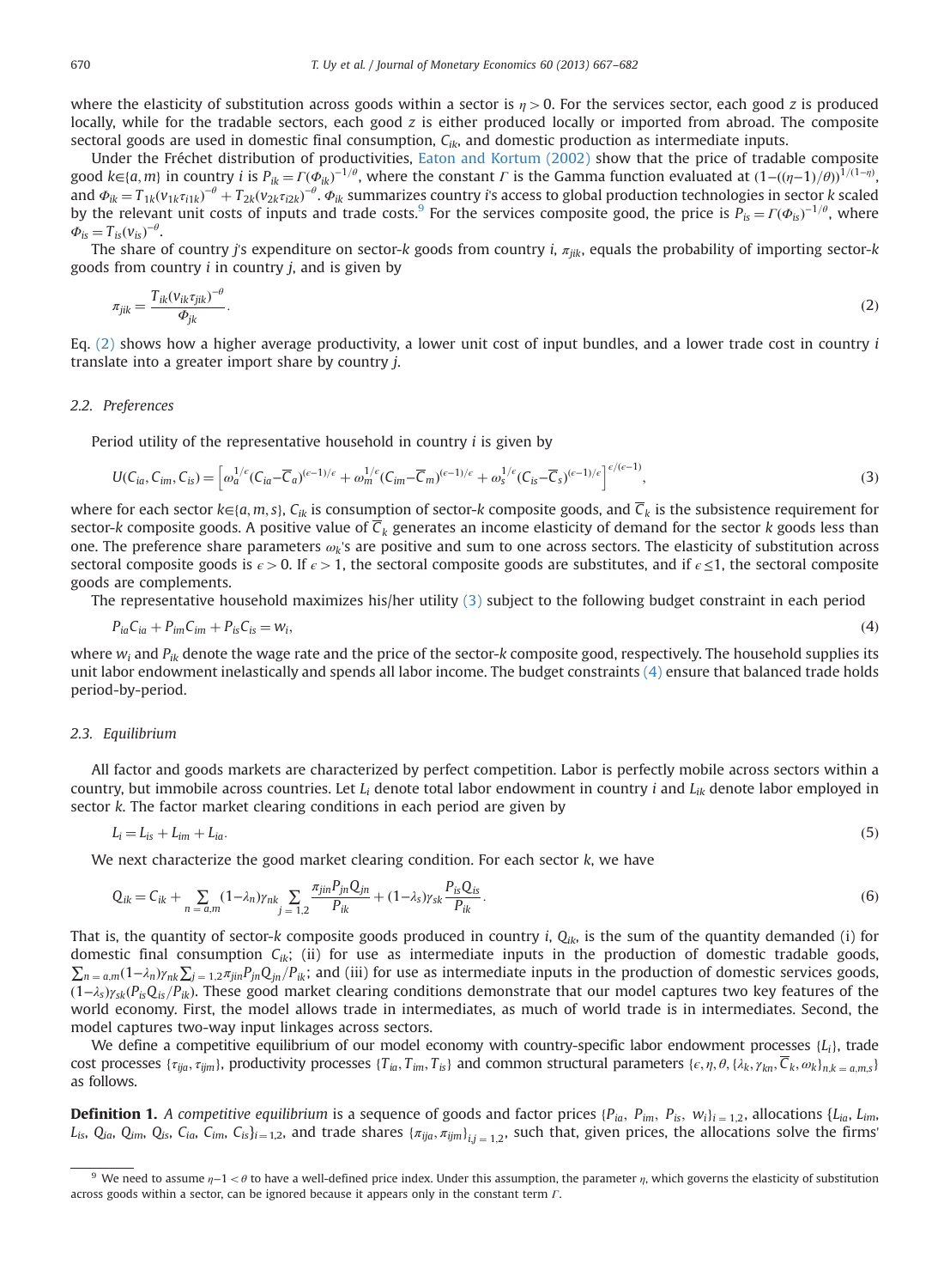where the elasticity of substitution across goods within a sector is $\eta > 0$. For the services sector, each good $z$ is produced locally, while for the tradable sectors, each good $z$ is either produced locally or imported from abroad. The composite sectoral goods are used in domestic final consumption, $C_{ik}$, and domestic production as intermediate inputs.

Under the Fréchet distribution of productivities, Eaton and Kortum (2002) show that the price of tradable composite good $k \in \{a, m\}$ in country $i$ is $P_{ik} = \Gamma(\Phi_{ik})^{-1/\theta}$, where the constant $\Gamma$ is the Gamma function evaluated at $(1-((\eta-1)/\theta))^{1/(1-\eta)}$, and $\Phi_{ik} = T_{1k}(\nu_{1k}\tau_{i1k})^{-\theta} + T_{2k}(\nu_{2k}\tau_{i2k})^{-\theta}$. $\Phi_{ik}$ summarizes country $i$'s access to global production technologies in sector $k$ scaled by the relevant unit costs of inputs and trade costs.[9] For the services composite good, the price is $P_{is} = \Gamma(\Phi_{is})^{-1/\theta}$, where $\Phi_{is} = T_{is}(\nu_{is})^{-\theta}$.

The share of country $j$'s expenditure on sector-$k$ goods from country $i$, $\pi_{jik}$, equals the probability of importing sector-$k$ goods from country $i$ in country $j$, and is given by

$$\pi_{jik} = \frac{T_{ik}(\nu_{ik}\tau_{jik})^{-\theta}}{\Phi_{jk}}. \tag{2}$$

Eq. (2) shows how a higher average productivity, a lower unit cost of input bundles, and a lower trade cost in country $i$ translate into a greater import share by country $j$.

### 2.2. Preferences

Period utility of the representative household in country $i$ is given by

$$U(C_{ia}, C_{im}, C_{is}) = \left[\omega_a^{1/\epsilon}(C_{ia} - \overline{C}_a)^{(\epsilon-1)/\epsilon} + \omega_m^{1/\epsilon}(C_{im} - \overline{C}_m)^{(\epsilon-1)/\epsilon} + \omega_s^{1/\epsilon}(C_{is} - \overline{C}_s)^{(\epsilon-1)/\epsilon}\right]^{\epsilon/(\epsilon-1)}, \tag{3}$$

where for each sector $k \in \{a, m, s\}$, $C_{ik}$ is consumption of sector-$k$ composite goods, and $\overline{C}_k$ is the subsistence requirement for sector-$k$ composite goods. A positive value of $\overline{C}_k$ generates an income elasticity of demand for the sector $k$ goods less than one. The preference share parameters $\omega_k$'s are positive and sum to one across sectors. The elasticity of substitution across sectoral composite goods is $\epsilon > 0$. If $\epsilon > 1$, the sectoral composite goods are substitutes, and if $\epsilon \leq 1$, the sectoral composite goods are complements.

The representative household maximizes his/her utility (3) subject to the following budget constraint in each period

$$P_{ia}C_{ia} + P_{im}C_{im} + P_{is}C_{is} = w_i, \tag{4}$$

where $w_i$ and $P_{ik}$ denote the wage rate and the price of the sector-$k$ composite good, respectively. The household supplies its unit labor endowment inelastically and spends all labor income. The budget constraints (4) ensure that balanced trade holds period-by-period.

### 2.3. Equilibrium

All factor and goods markets are characterized by perfect competition. Labor is perfectly mobile across sectors within a country, but immobile across countries. Let $L_i$ denote total labor endowment in country $i$ and $L_{ik}$ denote labor employed in sector $k$. The factor market clearing conditions in each period are given by

$$L_i = L_{is} + L_{im} + L_{ia}. \tag{5}$$

We next characterize the good market clearing condition. For each sector $k$, we have

$$Q_{ik} = C_{ik} + \sum_{n=a,m}(1-\lambda_n)\gamma_{nk}\sum_{j=1,2}\frac{\pi_{jin}P_{jn}Q_{jn}}{P_{ik}} + (1-\lambda_s)\gamma_{sk}\frac{P_{is}Q_{is}}{P_{ik}}. \tag{6}$$

That is, the quantity of sector-$k$ composite goods produced in country $i$, $Q_{ik}$, is the sum of the quantity demanded (i) for domestic final consumption $C_{ik}$; (ii) for use as intermediate inputs in the production of domestic tradable goods, $\sum_{n=a,m}(1-\lambda_n)\gamma_{nk}\sum_{j=1,2}\pi_{jin}P_{jn}Q_{jn}/P_{ik}$; and (iii) for use as intermediate inputs in the production of domestic services goods, $(1-\lambda_s)\gamma_{sk}(P_{is}Q_{is}/P_{ik})$. These good market clearing conditions demonstrate that our model captures two key features of the world economy. First, the model allows trade in intermediates, as much of world trade is in intermediates. Second, the model captures two-way input linkages across sectors.

We define a competitive equilibrium of our model economy with country-specific labor endowment processes $\{L_i\}$, trade cost processes $\{\tau_{ija}, \tau_{ijm}\}$, productivity processes $\{T_{ia}, T_{im}, T_{is}\}$ and common structural parameters $\{\epsilon, \eta, \theta, \{\lambda_k, \gamma_{kn}, \overline{C}_k, \omega_k\}_{n,k=a,m,s}\}$ as follows.

**Definition 1.** *A competitive equilibrium* is a sequence of goods and factor prices $\{P_{ia}, P_{im}, P_{is}, w_i\}_{i=1,2}$, allocations $\{L_{ia}, L_{im}, L_{is}, Q_{ia}, Q_{im}, Q_{is}, C_{ia}, C_{im}, C_{is}\}_{i=1,2}$, and trade shares $\{\pi_{ija}, \pi_{ijm}\}_{i,j=1,2}$, such that, given prices, the allocations solve the firms'

---

[9] We need to assume $\eta - 1 < \theta$ to have a well-defined price index. Under this assumption, the parameter $\eta$, which governs the elasticity of substitution across goods within a sector, can be ignored because it appears only in the constant term $\Gamma$.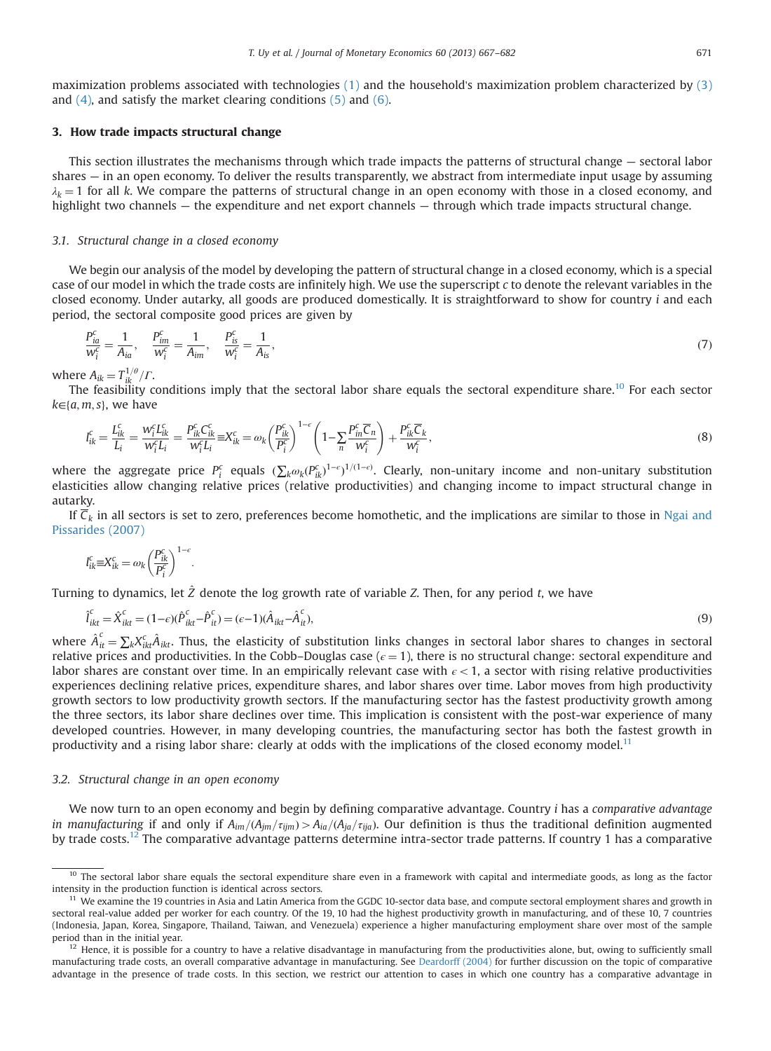maximization problems associated with technologies (1) and the household's maximization problem characterized by (3) and (4), and satisfy the market clearing conditions (5) and (6).

## 3. How trade impacts structural change

This section illustrates the mechanisms through which trade impacts the patterns of structural change — sectoral labor shares — in an open economy. To deliver the results transparently, we abstract from intermediate input usage by assuming $\lambda_k = 1$ for all $k$. We compare the patterns of structural change in an open economy with those in a closed economy, and highlight two channels — the expenditure and net export channels — through which trade impacts structural change.

### 3.1. Structural change in a closed economy

We begin our analysis of the model by developing the pattern of structural change in a closed economy, which is a special case of our model in which the trade costs are infinitely high. We use the superscript $c$ to denote the relevant variables in the closed economy. Under autarky, all goods are produced domestically. It is straightforward to show for country $i$ and each period, the sectoral composite good prices are given by

$$\frac{P^c_{ia}}{w^c_i} = \frac{1}{A_{ia}}, \quad \frac{P^c_{im}}{w^c_i} = \frac{1}{A_{im}}, \quad \frac{P^c_{is}}{w^c_i} = \frac{1}{A_{is}}, \tag{7}$$

where $A_{ik} = T_{ik}^{1/\theta}/\Gamma$.

The feasibility conditions imply that the sectoral labor share equals the sectoral expenditure share.[10] For each sector $k \in \{a, m, s\}$, we have

$$l^c_{ik} = \frac{L^c_{ik}}{L_i} = \frac{w^c_i L^c_{ik}}{w^c_i L_i} = \frac{P^c_{ik} C^c_{ik}}{w^c_i L_i} \equiv X^c_{ik} = \omega_k \left(\frac{P^c_{ik}}{P^c_i}\right)^{1-\epsilon} \left(1 - \sum_n \frac{P^c_{in}\overline{C}_n}{w^c_i}\right) + \frac{P^c_{ik}\overline{C}_k}{w^c_i}, \tag{8}$$

where the aggregate price $P^c_i$ equals $(\sum_k \omega_k (P^c_{ik})^{1-\epsilon})^{1/(1-\epsilon)}$. Clearly, non-unitary income and non-unitary substitution elasticities allow changing relative prices (relative productivities) and changing income to impact structural change in autarky.

If $\overline{C}_k$ in all sectors is set to zero, preferences become homothetic, and the implications are similar to those in Ngai and Pissarides (2007)

$$l^c_{ik} \equiv X^c_{ik} = \omega_k \left(\frac{P^c_{ik}}{P^c_i}\right)^{1-\epsilon}.$$

Turning to dynamics, let $\hat{Z}$ denote the log growth rate of variable $Z$. Then, for any period $t$, we have

$$\hat{l}^c_{ikt} = \hat{X}^c_{ikt} = (1-\epsilon)(\hat{P}^c_{ikt} - \hat{P}^c_{it}) = (\epsilon - 1)(\hat{A}_{ikt} - \hat{A}^c_{it}), \tag{9}$$

where $\hat{A}^c_{it} = \sum_k X^c_{ikt}\hat{A}_{ikt}$. Thus, the elasticity of substitution links changes in sectoral labor shares to changes in sectoral relative prices and productivities. In the Cobb–Douglas case ($\epsilon = 1$), there is no structural change: sectoral expenditure and labor shares are constant over time. In an empirically relevant case with $\epsilon < 1$, a sector with rising relative productivities experiences declining relative prices, expenditure shares, and labor shares over time. Labor moves from high productivity growth sectors to low productivity growth sectors. If the manufacturing sector has the fastest productivity growth among the three sectors, its labor share declines over time. This implication is consistent with the post-war experience of many developed countries. However, in many developing countries, the manufacturing sector has both the fastest growth in productivity and a rising labor share: clearly at odds with the implications of the closed economy model.[11]

### 3.2. Structural change in an open economy

We now turn to an open economy and begin by defining comparative advantage. Country $i$ has a *comparative advantage in manufacturing* if and only if $A_{im}/(A_{jm}/\tau_{ijm}) > A_{ia}/(A_{ja}/\tau_{ija})$. Our definition is thus the traditional definition augmented by trade costs.[12] The comparative advantage patterns determine intra-sector trade patterns. If country 1 has a comparative

---

[10] The sectoral labor share equals the sectoral expenditure share even in a framework with capital and intermediate goods, as long as the factor intensity in the production function is identical across sectors.

[11] We examine the 19 countries in Asia and Latin America from the GGDC 10-sector data base, and compute sectoral employment shares and growth in sectoral real-value added per worker for each country. Of the 19, 10 had the highest productivity growth in manufacturing, and of these 10, 7 countries (Indonesia, Japan, Korea, Singapore, Thailand, Taiwan, and Venezuela) experience a higher manufacturing employment share over most of the sample period than in the initial year.

[12] Hence, it is possible for a country to have a relative disadvantage in manufacturing from the productivities alone, but, owing to sufficiently small manufacturing trade costs, an overall comparative advantage in manufacturing. See Deardorff (2004) for further discussion on the topic of comparative advantage in the presence of trade costs. In this section, we restrict our attention to cases in which one country has a comparative advantage in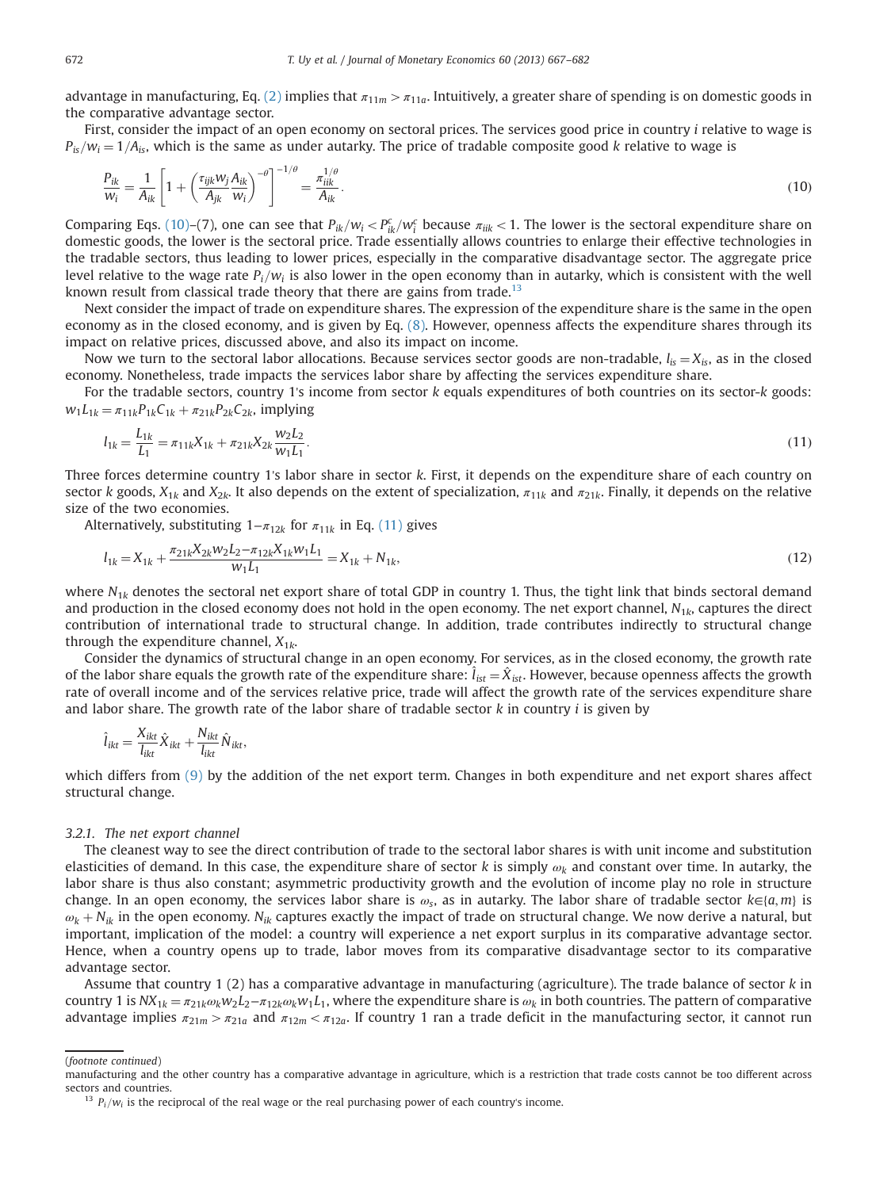advantage in manufacturing, Eq. (2) implies that $\pi_{11m} > \pi_{11a}$. Intuitively, a greater share of spending is on domestic goods in the comparative advantage sector.

First, consider the impact of an open economy on sectoral prices. The services good price in country $i$ relative to wage is $P_{is}/w_i = 1/A_{is}$, which is the same as under autarky. The price of tradable composite good $k$ relative to wage is

$$\frac{P_{ik}}{w_i} = \frac{1}{A_{ik}}\left[1 + \left(\frac{\tau_{ijk} w_j}{A_{jk}} \frac{A_{ik}}{w_i}\right)^{-\theta}\right]^{-1/\theta} = \frac{\pi_{iik}^{1/\theta}}{A_{ik}}. \tag{10}$$

Comparing Eqs. (10)–(7), one can see that $P_{ik}/w_i < P_{ik}^c/w_i^c$ because $\pi_{iik} < 1$. The lower is the sectoral expenditure share on domestic goods, the lower is the sectoral price. Trade essentially allows countries to enlarge their effective technologies in the tradable sectors, thus leading to lower prices, especially in the comparative disadvantage sector. The aggregate price level relative to the wage rate $P_i/w_i$ is also lower in the open economy than in autarky, which is consistent with the well known result from classical trade theory that there are gains from trade.[13]

Next consider the impact of trade on expenditure shares. The expression of the expenditure share is the same in the open economy as in the closed economy, and is given by Eq. (8). However, openness affects the expenditure shares through its impact on relative prices, discussed above, and also its impact on income.

Now we turn to the sectoral labor allocations. Because services sector goods are non-tradable, $l_{is} = X_{is}$, as in the closed economy. Nonetheless, trade impacts the services labor share by affecting the services expenditure share.

For the tradable sectors, country 1's income from sector $k$ equals expenditures of both countries on its sector-$k$ goods: $w_1 L_{1k} = \pi_{11k} P_{1k} C_{1k} + \pi_{21k} P_{2k} C_{2k}$, implying

$$l_{1k} = \frac{L_{1k}}{L_1} = \pi_{11k} X_{1k} + \pi_{21k} X_{2k} \frac{w_2 L_2}{w_1 L_1}. \tag{11}$$

Three forces determine country 1's labor share in sector $k$. First, it depends on the expenditure share of each country on sector $k$ goods, $X_{1k}$ and $X_{2k}$. It also depends on the extent of specialization, $\pi_{11k}$ and $\pi_{21k}$. Finally, it depends on the relative size of the two economies.

Alternatively, substituting $1 - \pi_{12k}$ for $\pi_{11k}$ in Eq. (11) gives

$$l_{1k} = X_{1k} + \frac{\pi_{21k} X_{2k} w_2 L_2 - \pi_{12k} X_{1k} w_1 L_1}{w_1 L_1} = X_{1k} + N_{1k}, \tag{12}$$

where $N_{1k}$ denotes the sectoral net export share of total GDP in country 1. Thus, the tight link that binds sectoral demand and production in the closed economy does not hold in the open economy. The net export channel, $N_{1k}$, captures the direct contribution of international trade to structural change. In addition, trade contributes indirectly to structural change through the expenditure channel, $X_{1k}$.

Consider the dynamics of structural change in an open economy. For services, as in the closed economy, the growth rate of the labor share equals the growth rate of the expenditure share: $\hat{l}_{ist} = \hat{X}_{ist}$. However, because openness affects the growth rate of overall income and of the services relative price, trade will affect the growth rate of the services expenditure share and labor share. The growth rate of the labor share of tradable sector $k$ in country $i$ is given by

$$\hat{l}_{ikt} = \frac{X_{ikt}}{l_{ikt}} \hat{X}_{ikt} + \frac{N_{ikt}}{l_{ikt}} \hat{N}_{ikt},$$

which differs from (9) by the addition of the net export term. Changes in both expenditure and net export shares affect structural change.

### 3.2.1. The net export channel

The cleanest way to see the direct contribution of trade to the sectoral labor shares is with unit income and substitution elasticities of demand. In this case, the expenditure share of sector $k$ is simply $\omega_k$ and constant over time. In autarky, the labor share is thus also constant; asymmetric productivity growth and the evolution of income play no role in structure change. In an open economy, the services labor share is $\omega_s$, as in autarky. The labor share of tradable sector $k \in \{a, m\}$ is $\omega_k + N_{ik}$ in the open economy. $N_{ik}$ captures exactly the impact of trade on structural change. We now derive a natural, but important, implication of the model: a country will experience a net export surplus in its comparative advantage sector. Hence, when a country opens up to trade, labor moves from its comparative disadvantage sector to its comparative advantage sector.

Assume that country 1 (2) has a comparative advantage in manufacturing (agriculture). The trade balance of sector $k$ in country 1 is $NX_{1k} = \pi_{21k} \omega_k w_2 L_2 - \pi_{12k} \omega_k w_1 L_1$, where the expenditure share is $\omega_k$ in both countries. The pattern of comparative advantage implies $\pi_{21m} > \pi_{21a}$ and $\pi_{12m} < \pi_{12a}$. If country 1 ran a trade deficit in the manufacturing sector, it cannot run

(*footnote continued*)
manufacturing and the other country has a comparative advantage in agriculture, which is a restriction that trade costs cannot be too different across sectors and countries.

[13] $P_i/w_i$ is the reciprocal of the real wage or the real purchasing power of each country's income.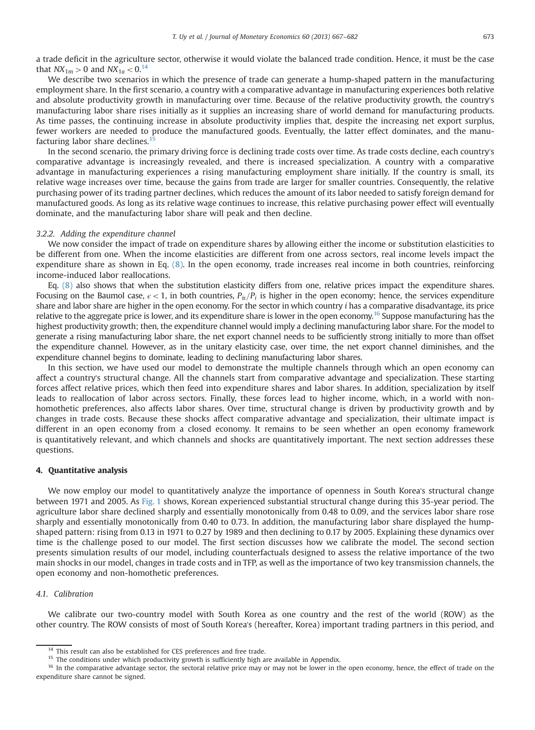a trade deficit in the agriculture sector, otherwise it would violate the balanced trade condition. Hence, it must be the case that $NX_{1m} > 0$ and $NX_{1a} < 0$.[14]

We describe two scenarios in which the presence of trade can generate a hump-shaped pattern in the manufacturing employment share. In the first scenario, a country with a comparative advantage in manufacturing experiences both relative and absolute productivity growth in manufacturing over time. Because of the relative productivity growth, the country's manufacturing labor share rises initially as it supplies an increasing share of world demand for manufacturing products. As time passes, the continuing increase in absolute productivity implies that, despite the increasing net export surplus, fewer workers are needed to produce the manufactured goods. Eventually, the latter effect dominates, and the manufacturing labor share declines.[15]

In the second scenario, the primary driving force is declining trade costs over time. As trade costs decline, each country's comparative advantage is increasingly revealed, and there is increased specialization. A country with a comparative advantage in manufacturing experiences a rising manufacturing employment share initially. If the country is small, its relative wage increases over time, because the gains from trade are larger for smaller countries. Consequently, the relative purchasing power of its trading partner declines, which reduces the amount of its labor needed to satisfy foreign demand for manufactured goods. As long as its relative wage continues to increase, this relative purchasing power effect will eventually dominate, and the manufacturing labor share will peak and then decline.

#### 3.2.2. Adding the expenditure channel

We now consider the impact of trade on expenditure shares by allowing either the income or substitution elasticities to be different from one. When the income elasticities are different from one across sectors, real income levels impact the expenditure share as shown in Eq. (8). In the open economy, trade increases real income in both countries, reinforcing income-induced labor reallocations.

Eq. (8) also shows that when the substitution elasticity differs from one, relative prices impact the expenditure shares. Focusing on the Baumol case, $\epsilon < 1$, in both countries, $P_{is}/P_i$ is higher in the open economy; hence, the services expenditure share and labor share are higher in the open economy. For the sector in which country $i$ has a comparative disadvantage, its price relative to the aggregate price is lower, and its expenditure share is lower in the open economy.[16] Suppose manufacturing has the highest productivity growth; then, the expenditure channel would imply a declining manufacturing labor share. For the model to generate a rising manufacturing labor share, the net export channel needs to be sufficiently strong initially to more than offset the expenditure channel. However, as in the unitary elasticity case, over time, the net export channel diminishes, and the expenditure channel begins to dominate, leading to declining manufacturing labor shares.

In this section, we have used our model to demonstrate the multiple channels through which an open economy can affect a country's structural change. All the channels start from comparative advantage and specialization. These starting forces affect relative prices, which then feed into expenditure shares and labor shares. In addition, specialization by itself leads to reallocation of labor across sectors. Finally, these forces lead to higher income, which, in a world with non-homothetic preferences, also affects labor shares. Over time, structural change is driven by productivity growth and by changes in trade costs. Because these shocks affect comparative advantage and specialization, their ultimate impact is different in an open economy from a closed economy. It remains to be seen whether an open economy framework is quantitatively relevant, and which channels and shocks are quantitatively important. The next section addresses these questions.

## 4. Quantitative analysis

We now employ our model to quantitatively analyze the importance of openness in South Korea's structural change between 1971 and 2005. As Fig. 1 shows, Korean experienced substantial structural change during this 35-year period. The agriculture labor share declined sharply and essentially monotonically from 0.48 to 0.09, and the services labor share rose sharply and essentially monotonically from 0.40 to 0.73. In addition, the manufacturing labor share displayed the hump-shaped pattern: rising from 0.13 in 1971 to 0.27 by 1989 and then declining to 0.17 by 2005. Explaining these dynamics over time is the challenge posed to our model. The first section discusses how we calibrate the model. The second section presents simulation results of our model, including counterfactuals designed to assess the relative importance of the two main shocks in our model, changes in trade costs and in TFP, as well as the importance of two key transmission channels, the open economy and non-homothetic preferences.

### 4.1. Calibration

We calibrate our two-country model with South Korea as one country and the rest of the world (ROW) as the other country. The ROW consists of most of South Korea's (hereafter, Korea) important trading partners in this period, and

[14] This result can also be established for CES preferences and free trade.

[15] The conditions under which productivity growth is sufficiently high are available in Appendix.

[16] In the comparative advantage sector, the sectoral relative price may or may not be lower in the open economy, hence, the effect of trade on the expenditure share cannot be signed.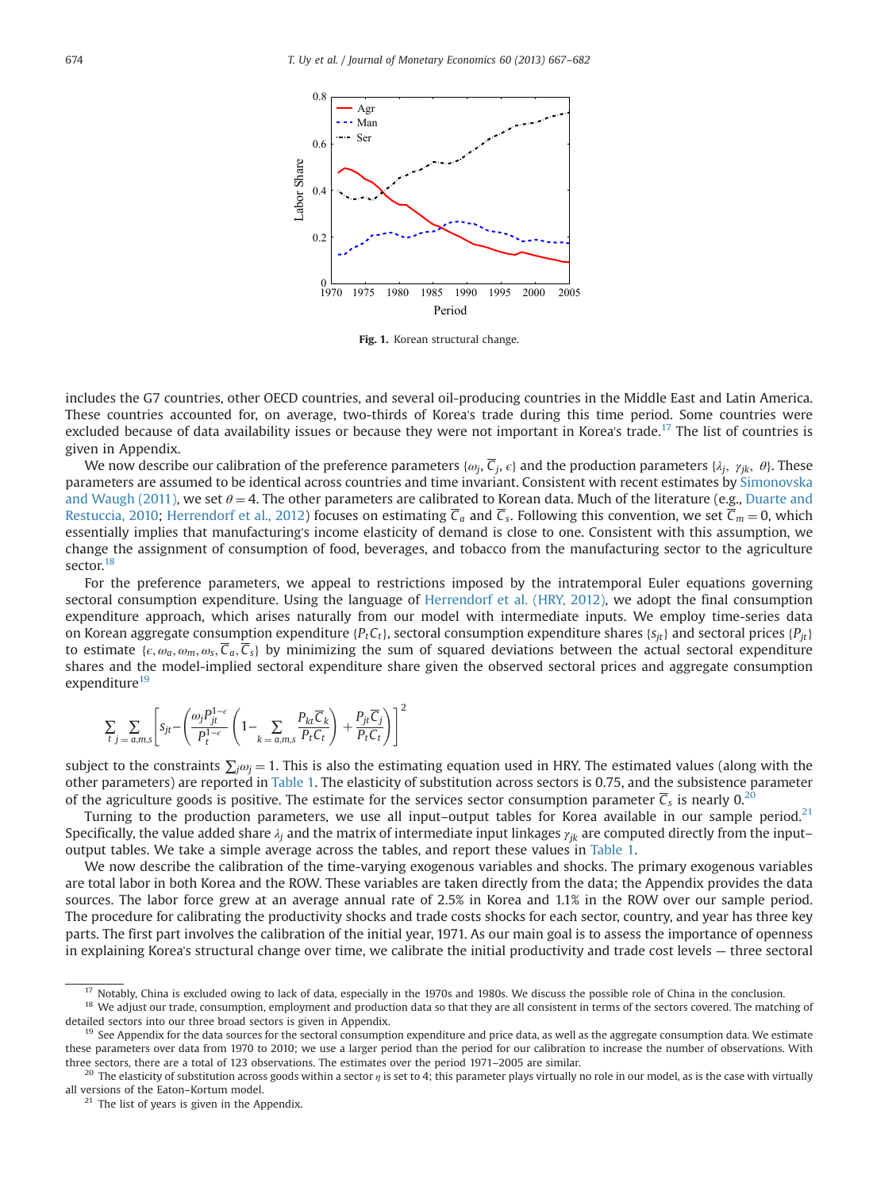**Fig. 1.** Korean structural change.

includes the G7 countries, other OECD countries, and several oil-producing countries in the Middle East and Latin America. These countries accounted for, on average, two-thirds of Korea's trade during this time period. Some countries were excluded because of data availability issues or because they were not important in Korea's trade.[17] The list of countries is given in Appendix.

We now describe our calibration of the preference parameters $\{\omega_j, \overline{C}_j, \epsilon\}$ and the production parameters $\{\lambda_j, \gamma_{jk}, \theta\}$. These parameters are assumed to be identical across countries and time invariant. Consistent with recent estimates by Simonovska and Waugh (2011), we set $\theta = 4$. The other parameters are calibrated to Korean data. Much of the literature (e.g., Duarte and Restuccia, 2010; Herrendorf et al., 2012) focuses on estimating $\overline{C}_a$ and $\overline{C}_s$. Following this convention, we set $\overline{C}_m = 0$, which essentially implies that manufacturing's income elasticity of demand is close to one. Consistent with this assumption, we change the assignment of consumption of food, beverages, and tobacco from the manufacturing sector to the agriculture sector.[18]

For the preference parameters, we appeal to restrictions imposed by the intratemporal Euler equations governing sectoral consumption expenditure. Using the language of Herrendorf et al. (HRY, 2012), we adopt the final consumption expenditure approach, which arises naturally from our model with intermediate inputs. We employ time-series data on Korean aggregate consumption expenditure $\{P_t C_t\}$, sectoral consumption expenditure shares $\{s_{jt}\}$ and sectoral prices $\{P_{jt}\}$ to estimate $\{\epsilon, \omega_a, \omega_m, \omega_s, \overline{C}_a, \overline{C}_s\}$ by minimizing the sum of squared deviations between the actual sectoral expenditure shares and the model-implied sectoral expenditure share given the observed sectoral prices and aggregate consumption expenditure[19]

$$\sum_t \sum_{j=a,m,s} \left[ s_{jt} - \left( \frac{\omega_j P_{jt}^{1-\epsilon}}{P_t^{1-\epsilon}} \left( 1 - \sum_{k=a,m,s} \frac{P_{kt}\overline{C}_k}{P_t C_t} \right) + \frac{P_{jt}\overline{C}_j}{P_t C_t} \right) \right]^2$$

subject to the constraints $\sum_j \omega_j = 1$. This is also the estimating equation used in HRY. The estimated values (along with the other parameters) are reported in Table 1. The elasticity of substitution across sectors is 0.75, and the subsistence parameter of the agriculture goods is positive. The estimate for the services sector consumption parameter $\overline{C}_s$ is nearly 0.[20]

Turning to the production parameters, we use all input–output tables for Korea available in our sample period.[21] Specifically, the value added share $\lambda_j$ and the matrix of intermediate input linkages $\gamma_{jk}$ are computed directly from the input–output tables. We take a simple average across the tables, and report these values in Table 1.

We now describe the calibration of the time-varying exogenous variables and shocks. The primary exogenous variables are total labor in both Korea and the ROW. These variables are taken directly from the data; the Appendix provides the data sources. The labor force grew at an average annual rate of 2.5% in Korea and 1.1% in the ROW over our sample period. The procedure for calibrating the productivity shocks and trade costs shocks for each sector, country, and year has three key parts. The first part involves the calibration of the initial year, 1971. As our main goal is to assess the importance of openness in explaining Korea's structural change over time, we calibrate the initial productivity and trade cost levels — three sectoral

---

[17] Notably, China is excluded owing to lack of data, especially in the 1970s and 1980s. We discuss the possible role of China in the conclusion.

[18] We adjust our trade, consumption, employment and production data so that they are all consistent in terms of the sectors covered. The matching of detailed sectors into our three broad sectors is given in Appendix.

[19] See Appendix for the data sources for the sectoral consumption expenditure and price data, as well as the aggregate consumption data. We estimate these parameters over data from 1970 to 2010; we use a larger period than the period for our calibration to increase the number of observations. With three sectors, there are a total of 123 observations. The estimates over the period 1971–2005 are similar.

[20] The elasticity of substitution across goods within a sector $\eta$ is set to 4; this parameter plays virtually no role in our model, as is the case with virtually all versions of the Eaton–Kortum model.

[21] The list of years is given in the Appendix.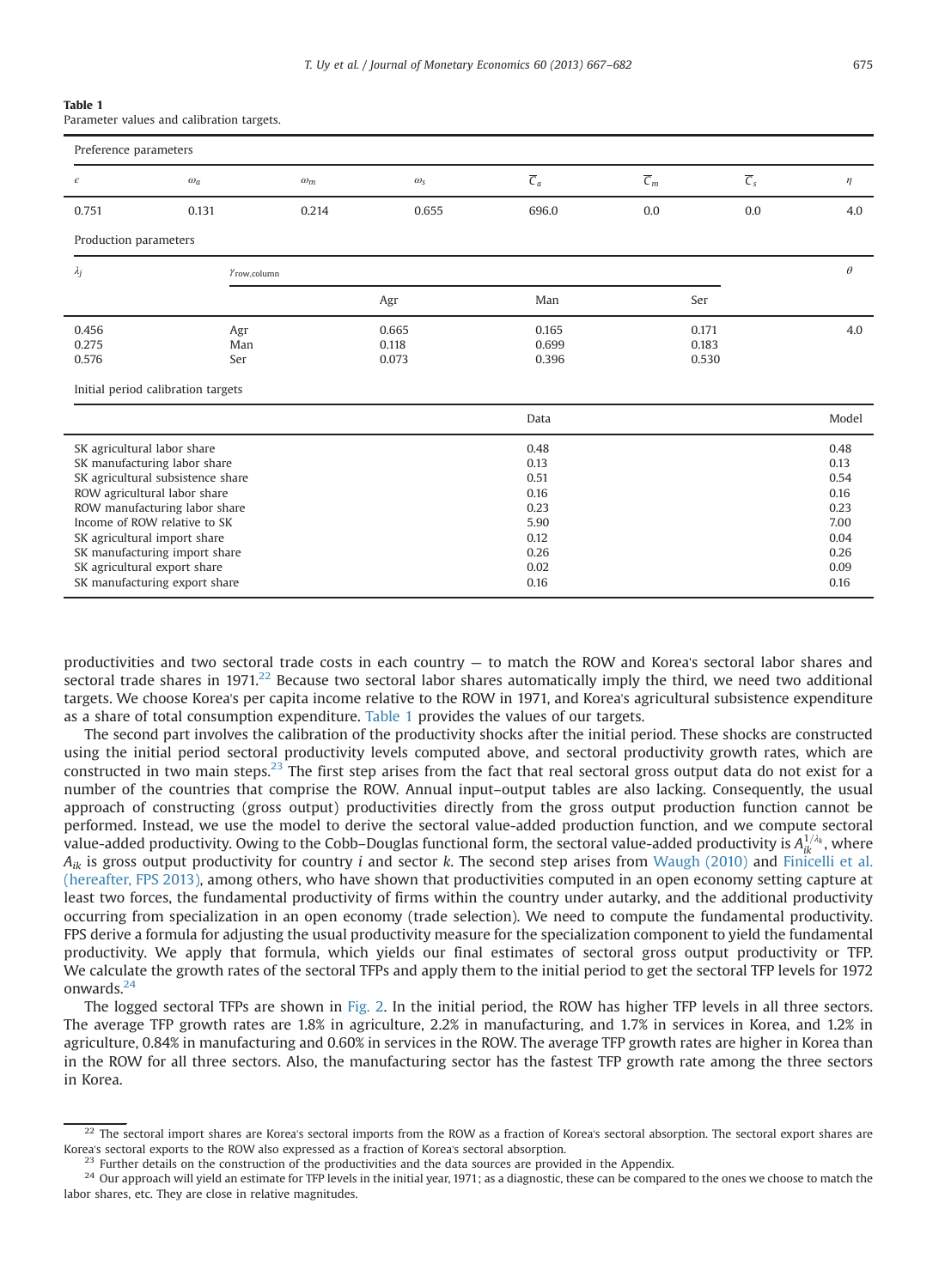**Table 1**
Parameter values and calibration targets.

| Preference parameters | | | | | | | |
|---|---|---|---|---|---|---|---|
| $\epsilon$ | $\omega_a$ | $\omega_m$ | $\omega_s$ | $\overline{C}_a$ | $\overline{C}_m$ | $\overline{C}_s$ | $\eta$ |
| 0.751 | 0.131 | 0.214 | 0.655 | 696.0 | 0.0 | 0.0 | 4.0 |

| Production parameters | | | | | |
|---|---|---|---|---|---|
| $\lambda_j$ | $\gamma_{\text{row,column}}$ | | | | $\theta$ |
| | | Agr | Man | Ser | |
| 0.456 | Agr | 0.665 | 0.165 | 0.171 | 4.0 |
| 0.275 | Man | 0.118 | 0.699 | 0.183 | |
| 0.576 | Ser | 0.073 | 0.396 | 0.530 | |

| Initial period calibration targets | Data | Model |
|---|---|---|
| SK agricultural labor share | 0.48 | 0.48 |
| SK manufacturing labor share | 0.13 | 0.13 |
| SK agricultural subsistence share | 0.51 | 0.54 |
| ROW agricultural labor share | 0.16 | 0.16 |
| ROW manufacturing labor share | 0.23 | 0.23 |
| Income of ROW relative to SK | 5.90 | 7.00 |
| SK agricultural import share | 0.12 | 0.04 |
| SK manufacturing import share | 0.26 | 0.26 |
| SK agricultural export share | 0.02 | 0.09 |
| SK manufacturing export share | 0.16 | 0.16 |

productivities and two sectoral trade costs in each country — to match the ROW and Korea's sectoral labor shares and sectoral trade shares in 1971.[22] Because two sectoral labor shares automatically imply the third, we need two additional targets. We choose Korea's per capita income relative to the ROW in 1971, and Korea's agricultural subsistence expenditure as a share of total consumption expenditure. Table 1 provides the values of our targets.

The second part involves the calibration of the productivity shocks after the initial period. These shocks are constructed using the initial period sectoral productivity levels computed above, and sectoral productivity growth rates, which are constructed in two main steps.[23] The first step arises from the fact that real sectoral gross output data do not exist for a number of the countries that comprise the ROW. Annual input–output tables are also lacking. Consequently, the usual approach of constructing (gross output) productivities directly from the gross output production function cannot be performed. Instead, we use the model to derive the sectoral value-added production function, and we compute sectoral value-added productivity. Owing to the Cobb–Douglas functional form, the sectoral value-added productivity is $A_{ik}^{1/\lambda_k}$, where $A_{ik}$ is gross output productivity for country $i$ and sector $k$. The second step arises from Waugh (2010) and Finicelli et al. (hereafter, FPS 2013), among others, who have shown that productivities computed in an open economy setting capture at least two forces, the fundamental productivity of firms within the country under autarky, and the additional productivity occurring from specialization in an open economy (trade selection). We need to compute the fundamental productivity. FPS derive a formula for adjusting the usual productivity measure for the specialization component to yield the fundamental productivity. We apply that formula, which yields our final estimates of sectoral gross output productivity or TFP. We calculate the growth rates of the sectoral TFPs and apply them to the initial period to get the sectoral TFP levels for 1972 onwards.[24]

The logged sectoral TFPs are shown in Fig. 2. In the initial period, the ROW has higher TFP levels in all three sectors. The average TFP growth rates are 1.8% in agriculture, 2.2% in manufacturing, and 1.7% in services in Korea, and 1.2% in agriculture, 0.84% in manufacturing and 0.60% in services in the ROW. The average TFP growth rates are higher in Korea than in the ROW for all three sectors. Also, the manufacturing sector has the fastest TFP growth rate among the three sectors in Korea.

[22] The sectoral import shares are Korea's sectoral imports from the ROW as a fraction of Korea's sectoral absorption. The sectoral export shares are Korea's sectoral exports to the ROW also expressed as a fraction of Korea's sectoral absorption.

[23] Further details on the construction of the productivities and the data sources are provided in the Appendix.

[24] Our approach will yield an estimate for TFP levels in the initial year, 1971; as a diagnostic, these can be compared to the ones we choose to match the labor shares, etc. They are close in relative magnitudes.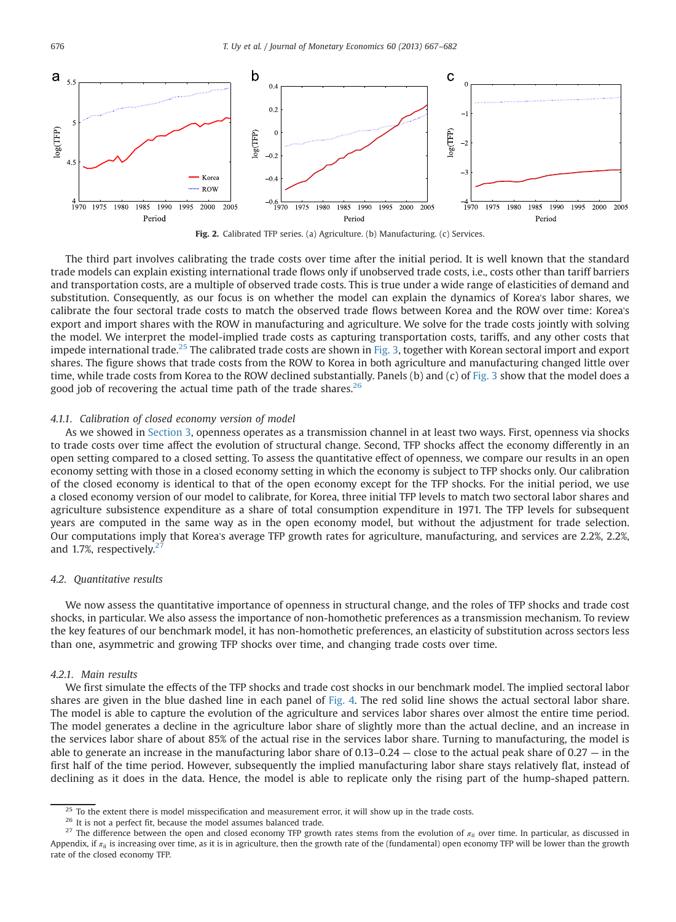a

5.5

5

4.5

4

log(TFP)

Korea

ROW

1970 1975 1980 1985 1990 1995 2000 2005

Period

b

0.4

0.2

0

−0.2

−0.4

−0.6

log(TFP)

1970 1975 1980 1985 1990 1995 2000 2005

Period

c

0

−1

−2

−3

−4

log(TFP)

1970 1975 1980 1985 1990 1995 2000 2005

Period

**Fig. 2.** Calibrated TFP series. (a) Agriculture. (b) Manufacturing. (c) Services.

The third part involves calibrating the trade costs over time after the initial period. It is well known that the standard trade models can explain existing international trade flows only if unobserved trade costs, i.e., costs other than tariff barriers and transportation costs, are a multiple of observed trade costs. This is true under a wide range of elasticities of demand and substitution. Consequently, as our focus is on whether the model can explain the dynamics of Korea's labor shares, we calibrate the four sectoral trade costs to match the observed trade flows between Korea and the ROW over time: Korea's export and import shares with the ROW in manufacturing and agriculture. We solve for the trade costs jointly with solving the model. We interpret the model-implied trade costs as capturing transportation costs, tariffs, and any other costs that impede international trade.[25] The calibrated trade costs are shown in Fig. 3, together with Korean sectoral import and export shares. The figure shows that trade costs from the ROW to Korea in both agriculture and manufacturing changed little over time, while trade costs from Korea to the ROW declined substantially. Panels (b) and (c) of Fig. 3 show that the model does a good job of recovering the actual time path of the trade shares.[26]

#### 4.1.1. Calibration of closed economy version of model

As we showed in Section 3, openness operates as a transmission channel in at least two ways. First, openness via shocks to trade costs over time affect the evolution of structural change. Second, TFP shocks affect the economy differently in an open setting compared to a closed setting. To assess the quantitative effect of openness, we compare our results in an open economy setting with those in a closed economy setting in which the economy is subject to TFP shocks only. Our calibration of the closed economy is identical to that of the open economy except for the TFP shocks. For the initial period, we use a closed economy version of our model to calibrate, for Korea, three initial TFP levels to match two sectoral labor shares and agriculture subsistence expenditure as a share of total consumption expenditure in 1971. The TFP levels for subsequent years are computed in the same way as in the open economy model, but without the adjustment for trade selection. Our computations imply that Korea's average TFP growth rates for agriculture, manufacturing, and services are 2.2%, 2.2%, and 1.7%, respectively.[27]

### 4.2. Quantitative results

We now assess the quantitative importance of openness in structural change, and the roles of TFP shocks and trade cost shocks, in particular. We also assess the importance of non-homothetic preferences as a transmission mechanism. To review the key features of our benchmark model, it has non-homothetic preferences, an elasticity of substitution across sectors less than one, asymmetric and growing TFP shocks over time, and changing trade costs over time.

#### 4.2.1. Main results

We first simulate the effects of the TFP shocks and trade cost shocks in our benchmark model. The implied sectoral labor shares are given in the blue dashed line in each panel of Fig. 4. The red solid line shows the actual sectoral labor share. The model is able to capture the evolution of the agriculture and services labor shares over almost the entire time period. The model generates a decline in the agriculture labor share of slightly more than the actual decline, and an increase in the services labor share of about 85% of the actual rise in the services labor share. Turning to manufacturing, the model is able to generate an increase in the manufacturing labor share of 0.13–0.24 — close to the actual peak share of 0.27 — in the first half of the time period. However, subsequently the implied manufacturing labor share stays relatively flat, instead of declining as it does in the data. Hence, the model is able to replicate only the rising part of the hump-shaped pattern.

[25] To the extent there is model misspecification and measurement error, it will show up in the trade costs.

[26] It is not a perfect fit, because the model assumes balanced trade.

[27] The difference between the open and closed economy TFP growth rates stems from the evolution of $\pi_{ii}$ over time. In particular, as discussed in Appendix, if $\pi_{ii}$ is increasing over time, as it is in agriculture, then the growth rate of the (fundamental) open economy TFP will be lower than the growth rate of the closed economy TFP.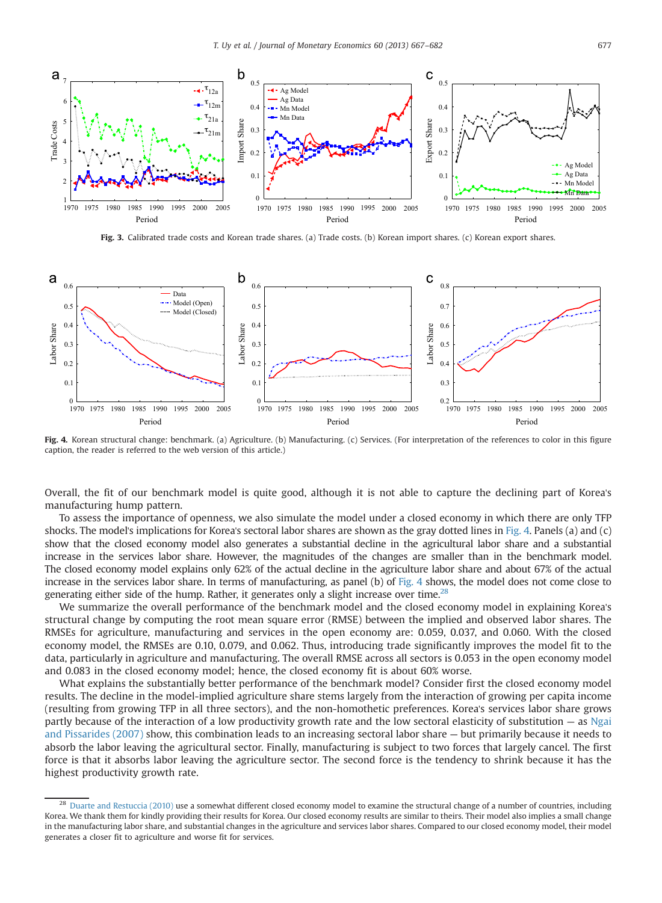**Fig. 3.** Calibrated trade costs and Korean trade shares. (a) Trade costs. (b) Korean import shares. (c) Korean export shares.

**Fig. 4.** Korean structural change: benchmark. (a) Agriculture. (b) Manufacturing. (c) Services. (For interpretation of the references to color in this figure caption, the reader is referred to the web version of this article.)

Overall, the fit of our benchmark model is quite good, although it is not able to capture the declining part of Korea's manufacturing hump pattern.

To assess the importance of openness, we also simulate the model under a closed economy in which there are only TFP shocks. The model's implications for Korea's sectoral labor shares are shown as the gray dotted lines in Fig. 4. Panels (a) and (c) show that the closed economy model also generates a substantial decline in the agricultural labor share and a substantial increase in the services labor share. However, the magnitudes of the changes are smaller than in the benchmark model. The closed economy model explains only 62% of the actual decline in the agriculture labor share and about 67% of the actual increase in the services labor share. In terms of manufacturing, as panel (b) of Fig. 4 shows, the model does not come close to generating either side of the hump. Rather, it generates only a slight increase over time.[28]

We summarize the overall performance of the benchmark model and the closed economy model in explaining Korea's structural change by computing the root mean square error (RMSE) between the implied and observed labor shares. The RMSEs for agriculture, manufacturing and services in the open economy are: 0.059, 0.037, and 0.060. With the closed economy model, the RMSEs are 0.10, 0.079, and 0.062. Thus, introducing trade significantly improves the model fit to the data, particularly in agriculture and manufacturing. The overall RMSE across all sectors is 0.053 in the open economy model and 0.083 in the closed economy model; hence, the closed economy fit is about 60% worse.

What explains the substantially better performance of the benchmark model? Consider first the closed economy model results. The decline in the model-implied agriculture labor share stems largely from the interaction of growing per capita income (resulting from growing TFP in all three sectors), and the non-homothetic preferences. Korea's services labor share grows partly because of the interaction of a low productivity growth rate and the low sectoral elasticity of substitution — as Ngai and Pissarides (2007) show, this combination leads to an increasing sectoral labor share — but primarily because it needs to absorb the labor leaving the agricultural sector. Finally, manufacturing is subject to two forces that largely cancel. The first force is that it absorbs labor leaving the agriculture sector. The second force is the tendency to shrink because it has the highest productivity growth rate.

[28] Duarte and Restuccia (2010) use a somewhat different closed economy model to examine the structural change of a number of countries, including Korea. We thank them for kindly providing their results for Korea. Our closed economy results are similar to theirs. Their model also implies a small change in the manufacturing labor share, and substantial changes in the agriculture and services labor shares. Compared to our closed economy model, their model generates a closer fit to agriculture and worse fit for services.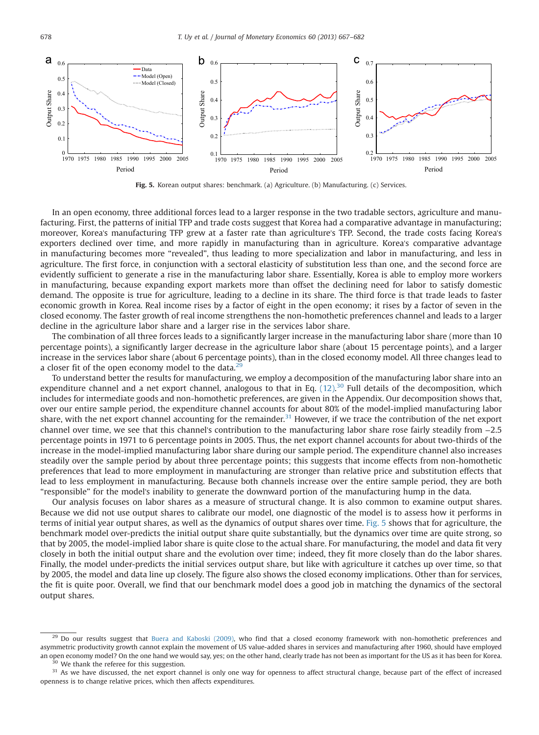a

0.6
0.5
0.4
0.3
0.2
0.1
0

Output Share

1970 1975 1980 1985 1990 1995 2000 2005

Period

Data
Model (Open)
Model (Closed)

b

0.6
0.5
0.4
0.3
0.2
0.1

Output Share

1970 1975 1980 1985 1990 1995 2000 2005

Period

c

0.7
0.6
0.5
0.4
0.3
0.2

Output Share

1970 1975 1980 1985 1990 1995 2000 2005

Period

**Fig. 5.** Korean output shares: benchmark. (a) Agriculture. (b) Manufacturing. (c) Services.

In an open economy, three additional forces lead to a larger response in the two tradable sectors, agriculture and manufacturing. First, the patterns of initial TFP and trade costs suggest that Korea had a comparative advantage in manufacturing; moreover, Korea's manufacturing TFP grew at a faster rate than agriculture's TFP. Second, the trade costs facing Korea's exporters declined over time, and more rapidly in manufacturing than in agriculture. Korea's comparative advantage in manufacturing becomes more "revealed", thus leading to more specialization and labor in manufacturing, and less in agriculture. The first force, in conjunction with a sectoral elasticity of substitution less than one, and the second force are evidently sufficient to generate a rise in the manufacturing labor share. Essentially, Korea is able to employ more workers in manufacturing, because expanding export markets more than offset the declining need for labor to satisfy domestic demand. The opposite is true for agriculture, leading to a decline in its share. The third force is that trade leads to faster economic growth in Korea. Real income rises by a factor of eight in the open economy; it rises by a factor of seven in the closed economy. The faster growth of real income strengthens the non-homothetic preferences channel and leads to a larger decline in the agriculture labor share and a larger rise in the services labor share.

The combination of all three forces leads to a significantly larger increase in the manufacturing labor share (more than 10 percentage points), a significantly larger decrease in the agriculture labor share (about 15 percentage points), and a larger increase in the services labor share (about 6 percentage points), than in the closed economy model. All three changes lead to a closer fit of the open economy model to the data.[29]

To understand better the results for manufacturing, we employ a decomposition of the manufacturing labor share into an expenditure channel and a net export channel, analogous to that in Eq. (12).[30] Full details of the decomposition, which includes for intermediate goods and non-homothetic preferences, are given in the Appendix. Our decomposition shows that, over our entire sample period, the expenditure channel accounts for about 80% of the model-implied manufacturing labor share, with the net export channel accounting for the remainder.[31] However, if we trace the contribution of the net export channel over time, we see that this channel's contribution to the manufacturing labor share rose fairly steadily from −2.5 percentage points in 1971 to 6 percentage points in 2005. Thus, the net export channel accounts for about two-thirds of the increase in the model-implied manufacturing labor share during our sample period. The expenditure channel also increases steadily over the sample period by about three percentage points; this suggests that income effects from non-homothetic preferences that lead to more employment in manufacturing are stronger than relative price and substitution effects that lead to less employment in manufacturing. Because both channels increase over the entire sample period, they are both "responsible" for the model's inability to generate the downward portion of the manufacturing hump in the data.

Our analysis focuses on labor shares as a measure of structural change. It is also common to examine output shares. Because we did not use output shares to calibrate our model, one diagnostic of the model is to assess how it performs in terms of initial year output shares, as well as the dynamics of output shares over time. Fig. 5 shows that for agriculture, the benchmark model over-predicts the initial output share quite substantially, but the dynamics over time are quite strong, so that by 2005, the model-implied labor share is quite close to the actual share. For manufacturing, the model and data fit very closely in both the initial output share and the evolution over time; indeed, they fit more closely than do the labor shares. Finally, the model under-predicts the initial services output share, but like with agriculture it catches up over time, so that by 2005, the model and data line up closely. The figure also shows the closed economy implications. Other than for services, the fit is quite poor. Overall, we find that our benchmark model does a good job in matching the dynamics of the sectoral output shares.

[29] Do our results suggest that Buera and Kaboski (2009), who find that a closed economy framework with non-homothetic preferences and asymmetric productivity growth cannot explain the movement of US value-added shares in services and manufacturing after 1960, should have employed an open economy model? On the one hand we would say, yes; on the other hand, clearly trade has not been as important for the US as it has been for Korea.

[30] We thank the referee for this suggestion.

[31] As we have discussed, the net export channel is only one way for openness to affect structural change, because part of the effect of increased openness is to change relative prices, which then affects expenditures.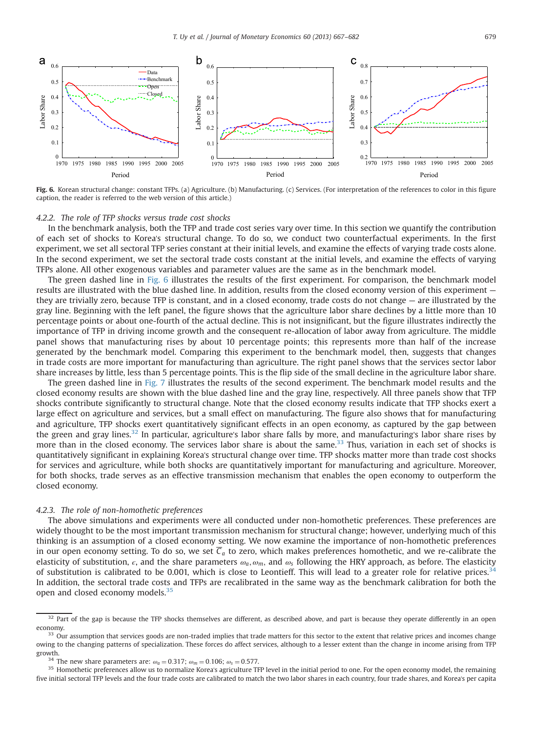a

0.6
0.5
0.4
0.3
0.2
0.1
0

Labor Share

1970 1975 1980 1985 1990 1995 2000 2005

Period

Data
Benchmark
Open
Closed

b

0.6
0.5
0.4
0.3
0.2
0.1
0

Labor Share

1970 1975 1980 1985 1990 1995 2000 2005

Period

c

0.8
0.7
0.6
0.5
0.4
0.3
0.2

Labor Share

1970 1975 1980 1985 1990 1995 2000 2005

Period

**Fig. 6.** Korean structural change: constant TFPs. (a) Agriculture. (b) Manufacturing. (c) Services. (For interpretation of the references to color in this figure caption, the reader is referred to the web version of this article.)

### 4.2.2. The role of TFP shocks versus trade cost shocks

In the benchmark analysis, both the TFP and trade cost series vary over time. In this section we quantify the contribution of each set of shocks to Korea's structural change. To do so, we conduct two counterfactual experiments. In the first experiment, we set all sectoral TFP series constant at their initial levels, and examine the effects of varying trade costs alone. In the second experiment, we set the sectoral trade costs constant at the initial levels, and examine the effects of varying TFPs alone. All other exogenous variables and parameter values are the same as in the benchmark model.

The green dashed line in Fig. 6 illustrates the results of the first experiment. For comparison, the benchmark model results are illustrated with the blue dashed line. In addition, results from the closed economy version of this experiment — they are trivially zero, because TFP is constant, and in a closed economy, trade costs do not change — are illustrated by the gray line. Beginning with the left panel, the figure shows that the agriculture labor share declines by a little more than 10 percentage points or about one-fourth of the actual decline. This is not insignificant, but the figure illustrates indirectly the importance of TFP in driving income growth and the consequent re-allocation of labor away from agriculture. The middle panel shows that manufacturing rises by about 10 percentage points; this represents more than half of the increase generated by the benchmark model. Comparing this experiment to the benchmark model, then, suggests that changes in trade costs are more important for manufacturing than agriculture. The right panel shows that the services sector labor share increases by little, less than 5 percentage points. This is the flip side of the small decline in the agriculture labor share.

The green dashed line in Fig. 7 illustrates the results of the second experiment. The benchmark model results and the closed economy results are shown with the blue dashed line and the gray line, respectively. All three panels show that TFP shocks contribute significantly to structural change. Note that the closed economy results indicate that TFP shocks exert a large effect on agriculture and services, but a small effect on manufacturing. The figure also shows that for manufacturing and agriculture, TFP shocks exert quantitatively significant effects in an open economy, as captured by the gap between the green and gray lines.[32] In particular, agriculture's labor share falls by more, and manufacturing's labor share rises by more than in the closed economy. The services labor share is about the same.[33] Thus, variation in each set of shocks is quantitatively significant in explaining Korea's structural change over time. TFP shocks matter more than trade cost shocks for services and agriculture, while both shocks are quantitatively important for manufacturing and agriculture. Moreover, for both shocks, trade serves as an effective transmission mechanism that enables the open economy to outperform the closed economy.

### 4.2.3. The role of non-homothetic preferences

The above simulations and experiments were all conducted under non-homothetic preferences. These preferences are widely thought to be the most important transmission mechanism for structural change; however, underlying much of this thinking is an assumption of a closed economy setting. We now examine the importance of non-homothetic preferences in our open economy setting. To do so, we set $\overline{C}_a$ to zero, which makes preferences homothetic, and we re-calibrate the elasticity of substitution, $\epsilon$, and the share parameters $\omega_a, \omega_m$, and $\omega_s$ following the HRY approach, as before. The elasticity of substitution is calibrated to be 0.001, which is close to Leontieff. This will lead to a greater role for relative prices.[34] In addition, the sectoral trade costs and TFPs are recalibrated in the same way as the benchmark calibration for both the open and closed economy models.[35]

---

[32] Part of the gap is because the TFP shocks themselves are different, as described above, and part is because they operate differently in an open economy.

[33] Our assumption that services goods are non-traded implies that trade matters for this sector to the extent that relative prices and incomes change owing to the changing patterns of specialization. These forces do affect services, although to a lesser extent than the change in income arising from TFP growth.

[34] The new share parameters are: $\omega_a = 0.317$; $\omega_m = 0.106$; $\omega_s = 0.577$.

[35] Homothetic preferences allow us to normalize Korea's agriculture TFP level in the initial period to one. For the open economy model, the remaining five initial sectoral TFP levels and the four trade costs are calibrated to match the two labor shares in each country, four trade shares, and Korea's per capita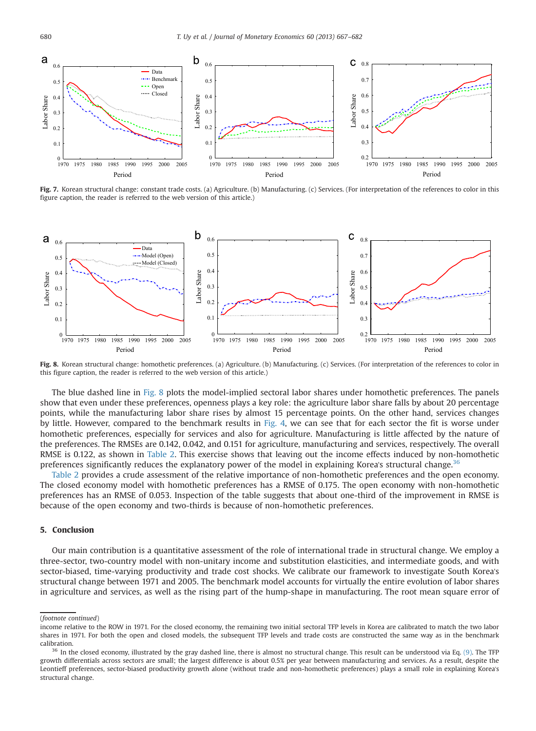**Fig. 7.** Korean structural change: constant trade costs. (a) Agriculture. (b) Manufacturing. (c) Services. (For interpretation of the references to color in this figure caption, the reader is referred to the web version of this article.)

**Fig. 8.** Korean structural change: homothetic preferences. (a) Agriculture. (b) Manufacturing. (c) Services. (For interpretation of the references to color in this figure caption, the reader is referred to the web version of this article.)

The blue dashed line in Fig. 8 plots the model-implied sectoral labor shares under homothetic preferences. The panels show that even under these preferences, openness plays a key role: the agriculture labor share falls by about 20 percentage points, while the manufacturing labor share rises by almost 15 percentage points. On the other hand, services changes by little. However, compared to the benchmark results in Fig. 4, we can see that for each sector the fit is worse under homothetic preferences, especially for services and also for agriculture. Manufacturing is little affected by the nature of the preferences. The RMSEs are 0.142, 0.042, and 0.151 for agriculture, manufacturing and services, respectively. The overall RMSE is 0.122, as shown in Table 2. This exercise shows that leaving out the income effects induced by non-homothetic preferences significantly reduces the explanatory power of the model in explaining Korea's structural change.[36]

Table 2 provides a crude assessment of the relative importance of non-homothetic preferences and the open economy. The closed economy model with homothetic preferences has a RMSE of 0.175. The open economy with non-homothetic preferences has an RMSE of 0.053. Inspection of the table suggests that about one-third of the improvement in RMSE is because of the open economy and two-thirds is because of non-homothetic preferences.

## 5. Conclusion

Our main contribution is a quantitative assessment of the role of international trade in structural change. We employ a three-sector, two-country model with non-unitary income and substitution elasticities, and intermediate goods, and with sector-biased, time-varying productivity and trade cost shocks. We calibrate our framework to investigate South Korea's structural change between 1971 and 2005. The benchmark model accounts for virtually the entire evolution of labor shares in agriculture and services, as well as the rising part of the hump-shape in manufacturing. The root mean square error of

(*footnote continued*)
income relative to the ROW in 1971. For the closed economy, the remaining two initial sectoral TFP levels in Korea are calibrated to match the two labor shares in 1971. For both the open and closed models, the subsequent TFP levels and trade costs are constructed the same way as in the benchmark calibration.

[36] In the closed economy, illustrated by the gray dashed line, there is almost no structural change. This result can be understood via Eq. (9). The TFP growth differentials across sectors are small; the largest difference is about 0.5% per year between manufacturing and services. As a result, despite the Leontieff preferences, sector-biased productivity growth alone (without trade and non-homothetic preferences) plays a small role in explaining Korea's structural change.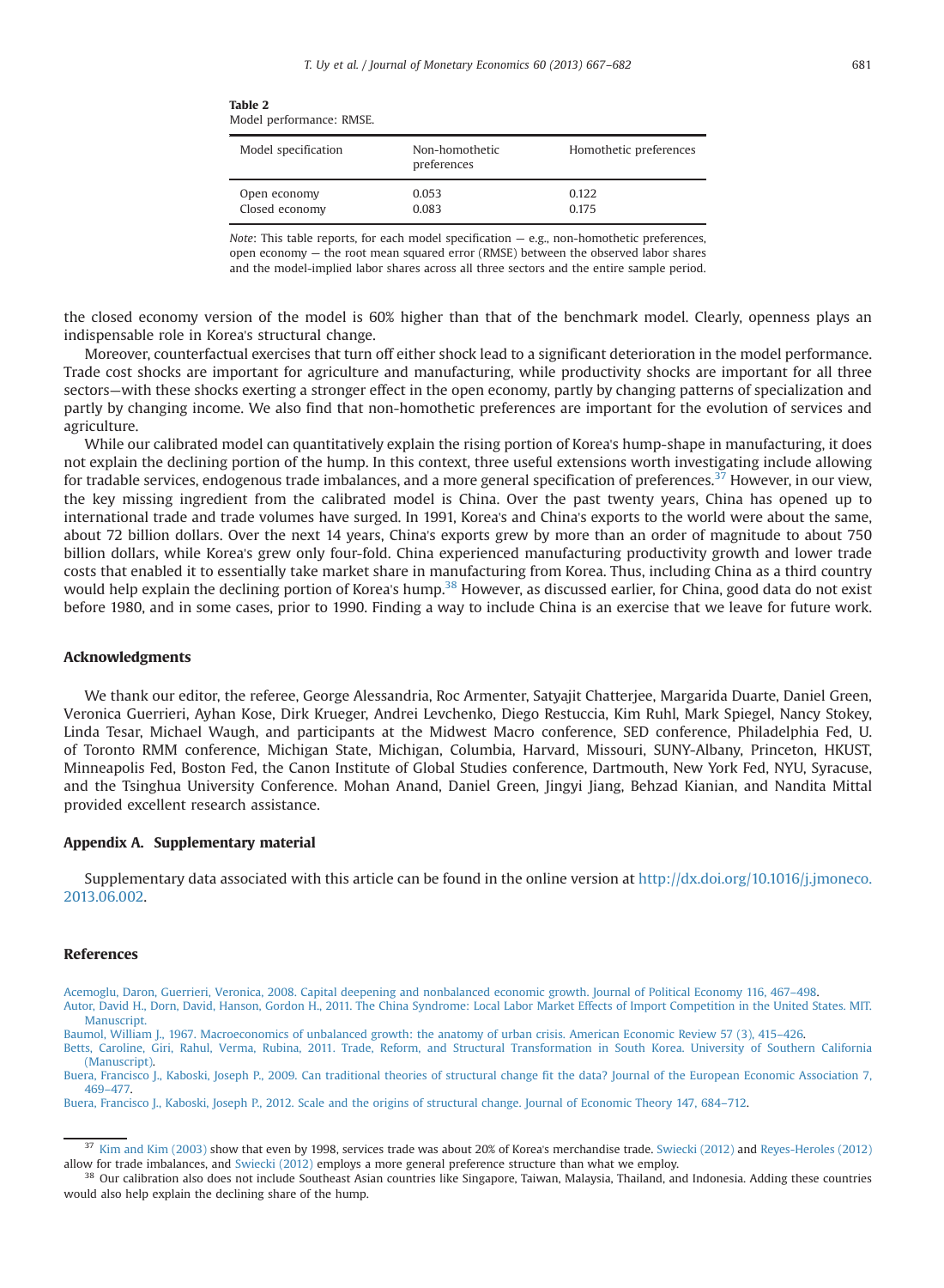**Table 2**
Model performance: RMSE.

| Model specification | Non-homothetic preferences | Homothetic preferences |
|---|---|---|
| Open economy | 0.053 | 0.122 |
| Closed economy | 0.083 | 0.175 |

*Note*: This table reports, for each model specification — e.g., non-homothetic preferences, open economy — the root mean squared error (RMSE) between the observed labor shares and the model-implied labor shares across all three sectors and the entire sample period.

the closed economy version of the model is 60% higher than that of the benchmark model. Clearly, openness plays an indispensable role in Korea's structural change.

Moreover, counterfactual exercises that turn off either shock lead to a significant deterioration in the model performance. Trade cost shocks are important for agriculture and manufacturing, while productivity shocks are important for all three sectors—with these shocks exerting a stronger effect in the open economy, partly by changing patterns of specialization and partly by changing income. We also find that non-homothetic preferences are important for the evolution of services and agriculture.

While our calibrated model can quantitatively explain the rising portion of Korea's hump-shape in manufacturing, it does not explain the declining portion of the hump. In this context, three useful extensions worth investigating include allowing for tradable services, endogenous trade imbalances, and a more general specification of preferences.[37] However, in our view, the key missing ingredient from the calibrated model is China. Over the past twenty years, China has opened up to international trade and trade volumes have surged. In 1991, Korea's and China's exports to the world were about the same, about 72 billion dollars. Over the next 14 years, China's exports grew by more than an order of magnitude to about 750 billion dollars, while Korea's grew only four-fold. China experienced manufacturing productivity growth and lower trade costs that enabled it to essentially take market share in manufacturing from Korea. Thus, including China as a third country would help explain the declining portion of Korea's hump.[38] However, as discussed earlier, for China, good data do not exist before 1980, and in some cases, prior to 1990. Finding a way to include China is an exercise that we leave for future work.

## Acknowledgments

We thank our editor, the referee, George Alessandria, Roc Armenter, Satyajit Chatterjee, Margarida Duarte, Daniel Green, Veronica Guerrieri, Ayhan Kose, Dirk Krueger, Andrei Levchenko, Diego Restuccia, Kim Ruhl, Mark Spiegel, Nancy Stokey, Linda Tesar, Michael Waugh, and participants at the Midwest Macro conference, SED conference, Philadelphia Fed, U. of Toronto RMM conference, Michigan State, Michigan, Columbia, Harvard, Missouri, SUNY-Albany, Princeton, HKUST, Minneapolis Fed, Boston Fed, the Canon Institute of Global Studies conference, Dartmouth, New York Fed, NYU, Syracuse, and the Tsinghua University Conference. Mohan Anand, Daniel Green, Jingyi Jiang, Behzad Kianian, and Nandita Mittal provided excellent research assistance.

## Appendix A. Supplementary material

Supplementary data associated with this article can be found in the online version at http://dx.doi.org/10.1016/j.jmoneco.2013.06.002.

## References

Acemoglu, Daron, Guerrieri, Veronica, 2008. Capital deepening and nonbalanced economic growth. Journal of Political Economy 116, 467–498.

Autor, David H., Dorn, David, Hanson, Gordon H., 2011. The China Syndrome: Local Labor Market Effects of Import Competition in the United States. MIT Manuscript.

Baumol, William J., 1967. Macroeconomics of unbalanced growth: the anatomy of urban crisis. American Economic Review 57 (3), 415–426.

Betts, Caroline, Giri, Rahul, Verma, Rubina, 2011. Trade, Reform, and Structural Transformation in South Korea. University of Southern California (Manuscript).

Buera, Francisco J., Kaboski, Joseph P., 2009. Can traditional theories of structural change fit the data? Journal of the European Economic Association 7, 469–477.

Buera, Francisco J., Kaboski, Joseph P., 2012. Scale and the origins of structural change. Journal of Economic Theory 147, 684–712.

---

[37] Kim and Kim (2003) show that even by 1998, services trade was about 20% of Korea's merchandise trade. Swiecki (2012) and Reyes-Heroles (2012) allow for trade imbalances, and Swiecki (2012) employs a more general preference structure than what we employ.

[38] Our calibration also does not include Southeast Asian countries like Singapore, Taiwan, Malaysia, Thailand, and Indonesia. Adding these countries would also help explain the declining share of the hump.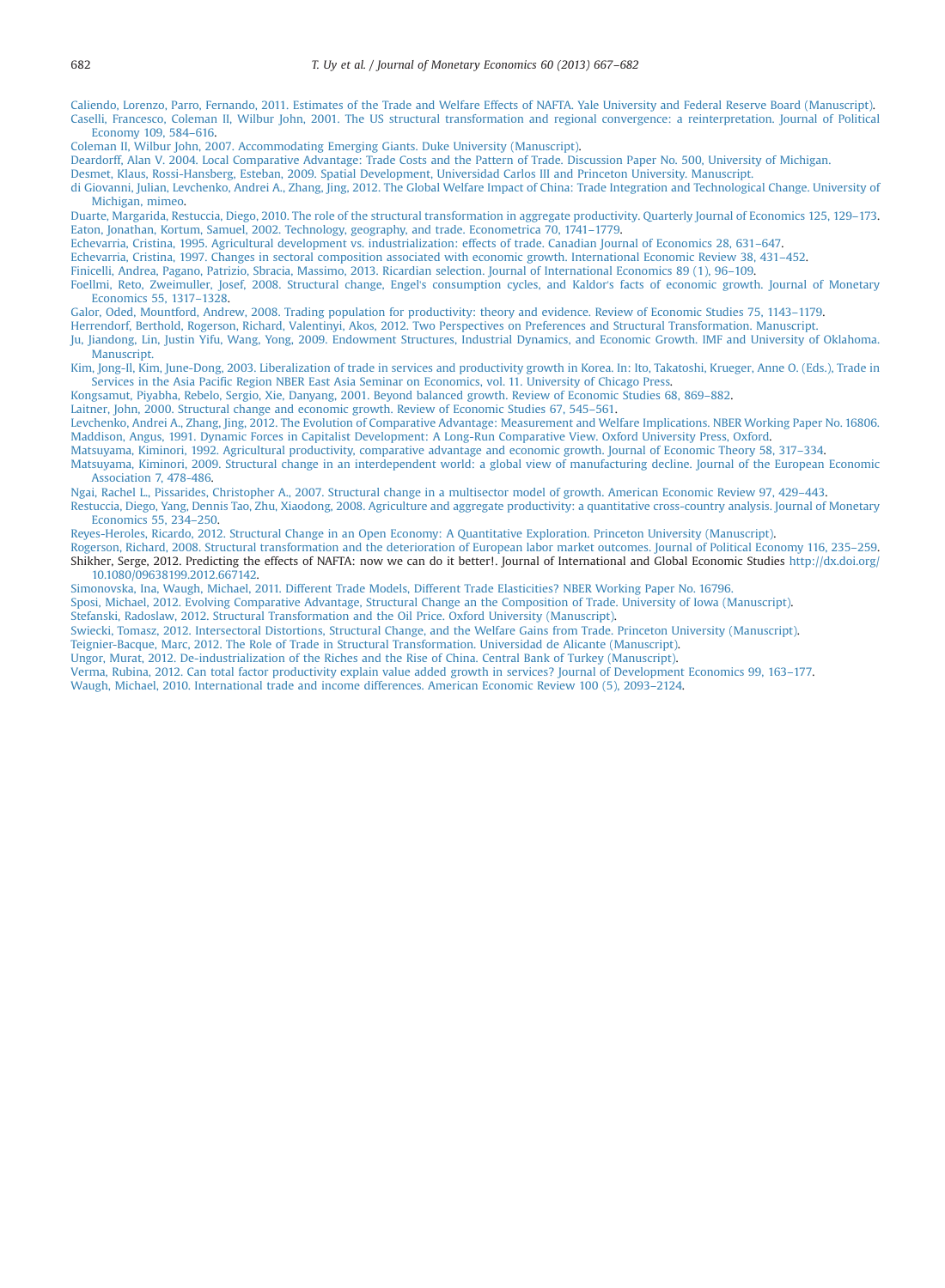Caliendo, Lorenzo, Parro, Fernando, 2011. Estimates of the Trade and Welfare Effects of NAFTA. Yale University and Federal Reserve Board (Manuscript).

Caselli, Francesco, Coleman II, Wilbur John, 2001. The US structural transformation and regional convergence: a reinterpretation. Journal of Political Economy 109, 584–616.

Coleman II, Wilbur John, 2007. Accommodating Emerging Giants. Duke University (Manuscript).

Deardorff, Alan V. 2004. Local Comparative Advantage: Trade Costs and the Pattern of Trade. Discussion Paper No. 500, University of Michigan.

Desmet, Klaus, Rossi-Hansberg, Esteban, 2009. Spatial Development, Universidad Carlos III and Princeton University. Manuscript.

di Giovanni, Julian, Levchenko, Andrei A., Zhang, Jing, 2012. The Global Welfare Impact of China: Trade Integration and Technological Change. University of Michigan, mimeo.

Duarte, Margarida, Restuccia, Diego, 2010. The role of the structural transformation in aggregate productivity. Quarterly Journal of Economics 125, 129–173.

Eaton, Jonathan, Kortum, Samuel, 2002. Technology, geography, and trade. Econometrica 70, 1741–1779.

Echevarria, Cristina, 1995. Agricultural development vs. industrialization: effects of trade. Canadian Journal of Economics 28, 631–647.

Echevarria, Cristina, 1997. Changes in sectoral composition associated with economic growth. International Economic Review 38, 431–452.

Finicelli, Andrea, Pagano, Patrizio, Sbracia, Massimo, 2013. Ricardian selection. Journal of International Economics 89 (1), 96–109.

Foellmi, Reto, Zweimuller, Josef, 2008. Structural change, Engel's consumption cycles, and Kaldor's facts of economic growth. Journal of Monetary Economics 55, 1317–1328.

Galor, Oded, Mountford, Andrew, 2008. Trading population for productivity: theory and evidence. Review of Economic Studies 75, 1143–1179.

Herrendorf, Berthold, Rogerson, Richard, Valentinyi, Akos, 2012. Two Perspectives on Preferences and Structural Transformation. Manuscript.

Ju, Jiandong, Lin, Justin Yifu, Wang, Yong, 2009. Endowment Structures, Industrial Dynamics, and Economic Growth. IMF and University of Oklahoma. Manuscript.

Kim, Jong-Il, Kim, June-Dong, 2003. Liberalization of trade in services and productivity growth in Korea. In: Ito, Takatoshi, Krueger, Anne O. (Eds.), Trade in Services in the Asia Pacific Region NBER East Asia Seminar on Economics, vol. 11. University of Chicago Press.

Kongsamut, Piyabha, Rebelo, Sergio, Xie, Danyang, 2001. Beyond balanced growth. Review of Economic Studies 68, 869–882.

Laitner, John, 2000. Structural change and economic growth. Review of Economic Studies 67, 545–561.

Levchenko, Andrei A., Zhang, Jing, 2012. The Evolution of Comparative Advantage: Measurement and Welfare Implications. NBER Working Paper No. 16806.

Maddison, Angus, 1991. Dynamic Forces in Capitalist Development: A Long-Run Comparative View. Oxford University Press, Oxford.

Matsuyama, Kiminori, 1992. Agricultural productivity, comparative advantage and economic growth. Journal of Economic Theory 58, 317–334.

Matsuyama, Kiminori, 2009. Structural change in an interdependent world: a global view of manufacturing decline. Journal of the European Economic Association 7, 478-486.

Ngai, Rachel L., Pissarides, Christopher A., 2007. Structural change in a multisector model of growth. American Economic Review 97, 429–443.

Restuccia, Diego, Yang, Dennis Tao, Zhu, Xiaodong, 2008. Agriculture and aggregate productivity: a quantitative cross-country analysis. Journal of Monetary Economics 55, 234–250.

Reyes-Heroles, Ricardo, 2012. Structural Change in an Open Economy: A Quantitative Exploration. Princeton University (Manuscript).

Rogerson, Richard, 2008. Structural transformation and the deterioration of European labor market outcomes. Journal of Political Economy 116, 235–259.

Shikher, Serge, 2012. Predicting the effects of NAFTA: now we can do it better!. Journal of International and Global Economic Studies http://dx.doi.org/10.1080/09638199.2012.667142.

Simonovska, Ina, Waugh, Michael, 2011. Different Trade Models, Different Trade Elasticities? NBER Working Paper No. 16796.

Sposi, Michael, 2012. Evolving Comparative Advantage, Structural Change an the Composition of Trade. University of Iowa (Manuscript).

Stefanski, Radoslaw, 2012. Structural Transformation and the Oil Price. Oxford University (Manuscript).

Swiecki, Tomasz, 2012. Intersectoral Distortions, Structural Change, and the Welfare Gains from Trade. Princeton University (Manuscript).

Teignier-Bacque, Marc, 2012. The Role of Trade in Structural Transformation. Universidad de Alicante (Manuscript).

Ungor, Murat, 2012. De-industrialization of the Riches and the Rise of China. Central Bank of Turkey (Manuscript).

Verma, Rubina, 2012. Can total factor productivity explain value added growth in services? Journal of Development Economics 99, 163–177.

Waugh, Michael, 2010. International trade and income differences. American Economic Review 100 (5), 2093–2124.